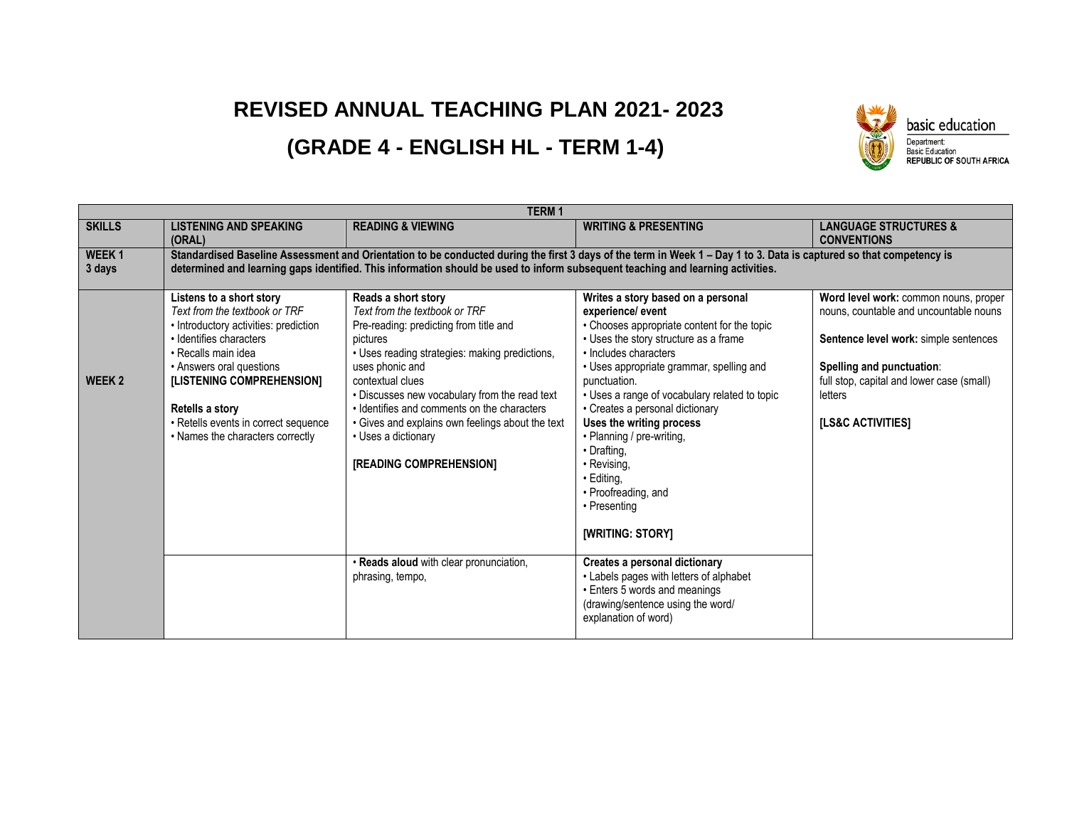# REVISED ANNUAL TEACHING PLAN 2021- 2023

# (GRADE 4 - ENGLISH HL - TERM 1-4)

basic education

Department:
Basic Education
REPUBLIC OF SOUTH AFRICA

| TERM 1 | | | | |
|---|---|---|---|---|
| **SKILLS** | **LISTENING AND SPEAKING (ORAL)** | **READING & VIEWING** | **WRITING & PRESENTING** | **LANGUAGE STRUCTURES & CONVENTIONS** |
| **WEEK 1 3 days** | **Standardised Baseline Assessment and Orientation to be conducted during the first 3 days of the term in Week 1 – Day 1 to 3. Data is captured so that competency is determined and learning gaps identified. This information should be used to inform subsequent teaching and learning activities.** | | | |
| **WEEK 2** | **Listens to a short story**<br>*Text from the textbook or TRF*<br>• Introductory activities: prediction<br>• Identifies characters<br>• Recalls main idea<br>• Answers oral questions<br>**[LISTENING COMPREHENSION]**<br><br>**Retells a story**<br>• Retells events in correct sequence<br>• Names the characters correctly | **Reads a short story**<br>*Text from the textbook or TRF*<br>Pre-reading: predicting from title and pictures<br>• Uses reading strategies: making predictions, uses phonic and contextual clues<br>• Discusses new vocabulary from the read text<br>• Identifies and comments on the characters<br>• Gives and explains own feelings about the text<br>• Uses a dictionary<br><br>**[READING COMPREHENSION]** | **Writes a story based on a personal experience/ event**<br>• Chooses appropriate content for the topic<br>• Uses the story structure as a frame<br>• Includes characters<br>• Uses appropriate grammar, spelling and punctuation.<br>• Uses a range of vocabulary related to topic<br>• Creates a personal dictionary<br>**Uses the writing process**<br>• Planning / pre-writing,<br>• Drafting,<br>• Revising,<br>• Editing,<br>• Proofreading, and<br>• Presenting<br><br>**[WRITING: STORY]** | **Word level work:** common nouns, proper nouns, countable and uncountable nouns<br><br>**Sentence level work:** simple sentences<br><br>**Spelling and punctuation**: full stop, capital and lower case (small) letters<br><br>**[LS&C ACTIVITIES]** |
| | | • **Reads aloud** with clear pronunciation, phrasing, tempo, | **Creates a personal dictionary**<br>• Labels pages with letters of alphabet<br>• Enters 5 words and meanings (drawing/sentence using the word/ explanation of word) | |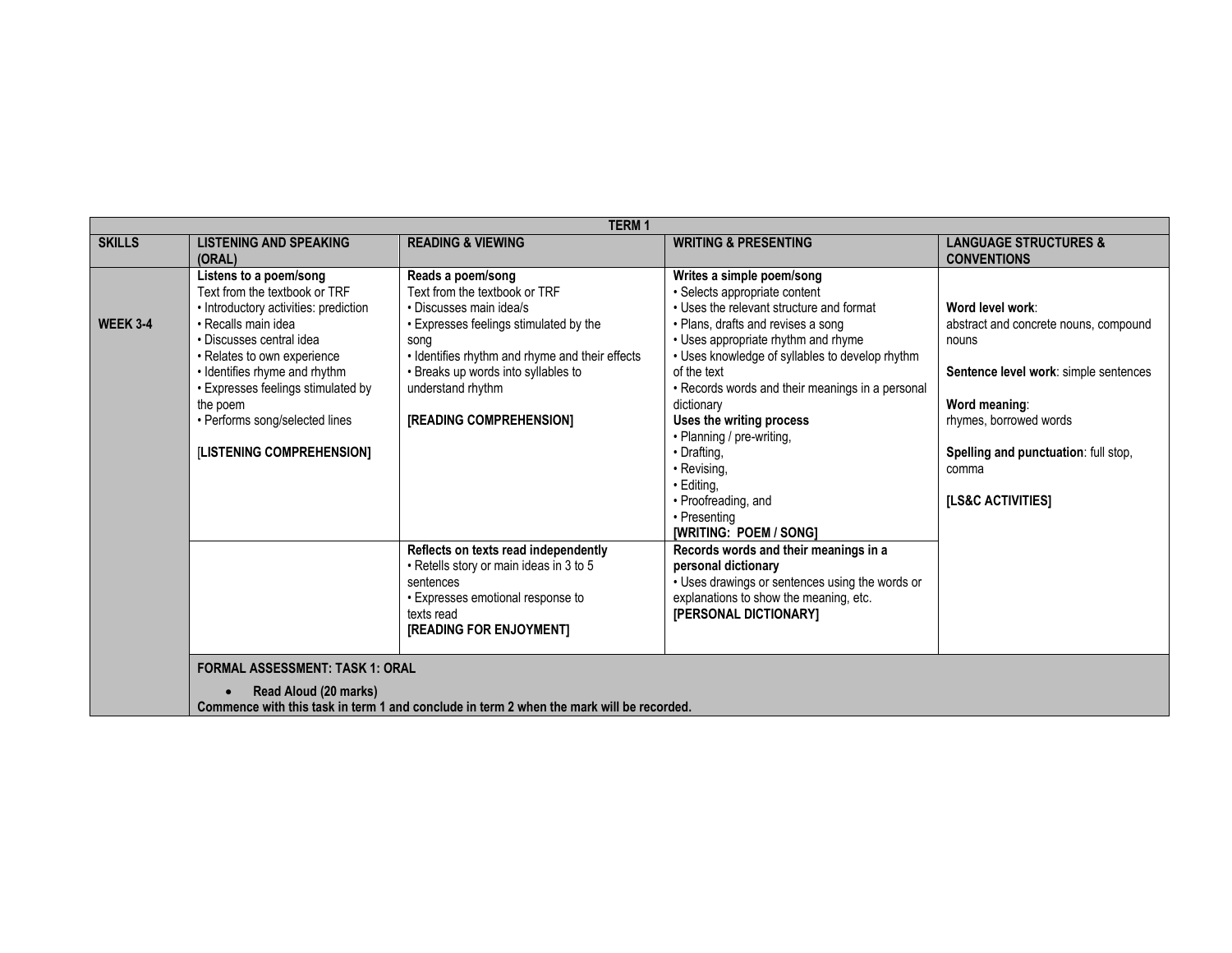| TERM 1 | | | | |
|---|---|---|---|---|
| **SKILLS** | **LISTENING AND SPEAKING (ORAL)** | **READING & VIEWING** | **WRITING & PRESENTING** | **LANGUAGE STRUCTURES & CONVENTIONS** |
| **WEEK 3-4** | **Listens to a poem/song**<br>Text from the textbook or TRF<br>• Introductory activities: prediction<br>• Recalls main idea<br>• Discusses central idea<br>• Relates to own experience<br>• Identifies rhyme and rhythm<br>• Expresses feelings stimulated by the poem<br>• Performs song/selected lines<br><br>[**LISTENING COMPREHENSION]** | **Reads a poem/song**<br>Text from the textbook or TRF<br>• Discusses main idea/s<br>• Expresses feelings stimulated by the song<br>• Identifies rhythm and rhyme and their effects<br>• Breaks up words into syllables to understand rhythm<br><br>**[READING COMPREHENSION]** | **Writes a simple poem/song**<br>• Selects appropriate content<br>• Uses the relevant structure and format<br>• Plans, drafts and revises a song<br>• Uses appropriate rhythm and rhyme<br>• Uses knowledge of syllables to develop rhythm of the text<br>• Records words and their meanings in a personal dictionary<br>**Uses the writing process**<br>• Planning / pre-writing,<br>• Drafting,<br>• Revising,<br>• Editing,<br>• Proofreading, and<br>• Presenting<br>**[WRITING: POEM / SONG]** | **Word level work**:<br>abstract and concrete nouns, compound nouns<br><br>**Sentence level work**: simple sentences<br><br>**Word meaning**:<br>rhymes, borrowed words<br><br>**Spelling and punctuation**: full stop, comma<br><br>**[LS&C ACTIVITIES]** |
| | | **Reflects on texts read independently**<br>• Retells story or main ideas in 3 to 5 sentences<br>• Expresses emotional response to texts read<br>**[READING FOR ENJOYMENT]** | **Records words and their meanings in a personal dictionary**<br>• Uses drawings or sentences using the words or explanations to show the meaning, etc.<br>**[PERSONAL DICTIONARY]** | |
| | **FORMAL ASSESSMENT: TASK 1: ORAL**<br>• **Read Aloud (20 marks)**<br>**Commence with this task in term 1 and conclude in term 2 when the mark will be recorded.** | | | |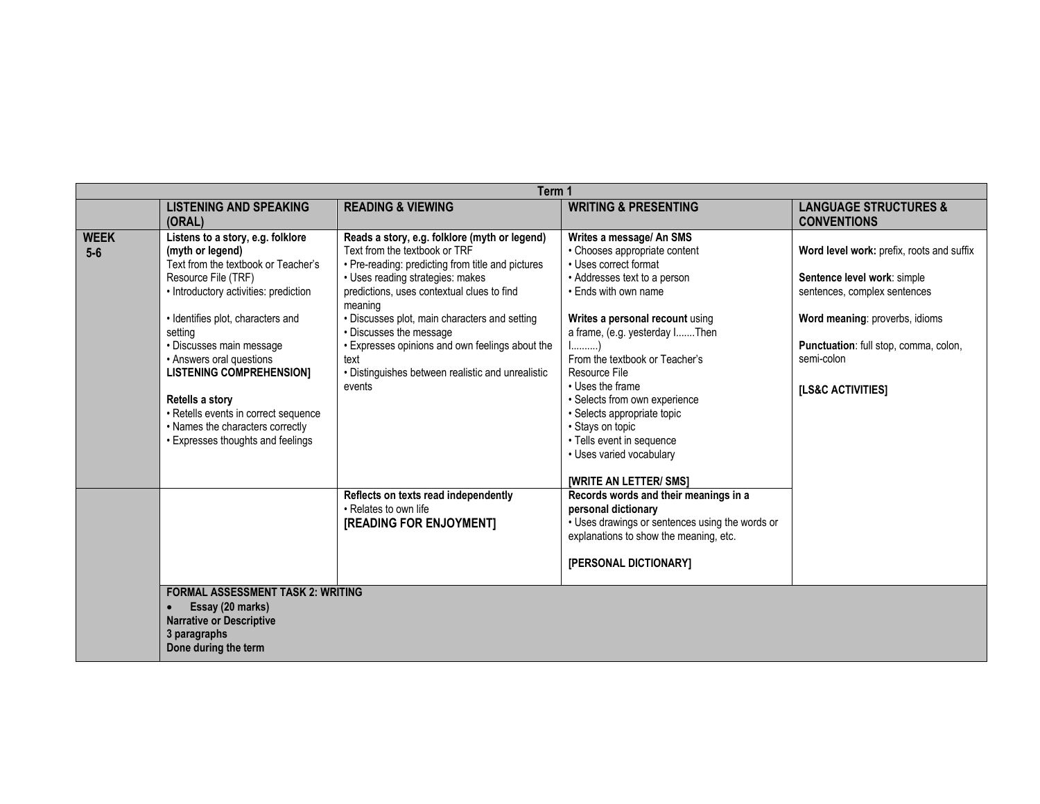| Term 1 | | | | |
|---|---|---|---|---|
| | **LISTENING AND SPEAKING (ORAL)** | **READING & VIEWING** | **WRITING & PRESENTING** | **LANGUAGE STRUCTURES & CONVENTIONS** |
| **WEEK 5-6** | **Listens to a story, e.g. folklore (myth or legend)**<br>Text from the textbook or Teacher's Resource File (TRF)<br>• Introductory activities: prediction<br><br>• Identifies plot, characters and setting<br>• Discusses main message<br>• Answers oral questions<br>**LISTENING COMPREHENSION]**<br><br>**Retells a story**<br>• Retells events in correct sequence<br>• Names the characters correctly<br>• Expresses thoughts and feelings | **Reads a story, e.g. folklore (myth or legend)**<br>Text from the textbook or TRF<br>• Pre-reading: predicting from title and pictures<br>• Uses reading strategies: makes predictions, uses contextual clues to find meaning<br>• Discusses plot, main characters and setting<br>• Discusses the message<br>• Expresses opinions and own feelings about the text<br>• Distinguishes between realistic and unrealistic events | **Writes a message/ An SMS**<br>• Chooses appropriate content<br>• Uses correct format<br>• Addresses text to a person<br>• Ends with own name<br><br>**Writes a personal recount** using a frame, (e.g. yesterday I.......Then I..........)<br>From the textbook or Teacher's Resource File<br>• Uses the frame<br>• Selects from own experience<br>• Selects appropriate topic<br>• Stays on topic<br>• Tells event in sequence<br>• Uses varied vocabulary<br><br>**[WRITE AN LETTER/ SMS]** | **Word level work:** prefix, roots and suffix<br><br>**Sentence level work**: simple sentences, complex sentences<br><br>**Word meaning**: proverbs, idioms<br><br>**Punctuation**: full stop, comma, colon, semi-colon<br><br>**[LS&C ACTIVITIES]** |
| | | **Reflects on texts read independently**<br>• Relates to own life<br>**[READING FOR ENJOYMENT]** | **Records words and their meanings in a personal dictionary**<br>• Uses drawings or sentences using the words or explanations to show the meaning, etc.<br><br>**[PERSONAL DICTIONARY]** | |
| | **FORMAL ASSESSMENT TASK 2: WRITING**<br>• **Essay (20 marks)**<br>**Narrative or Descriptive**<br>**3 paragraphs**<br>**Done during the term** | | | |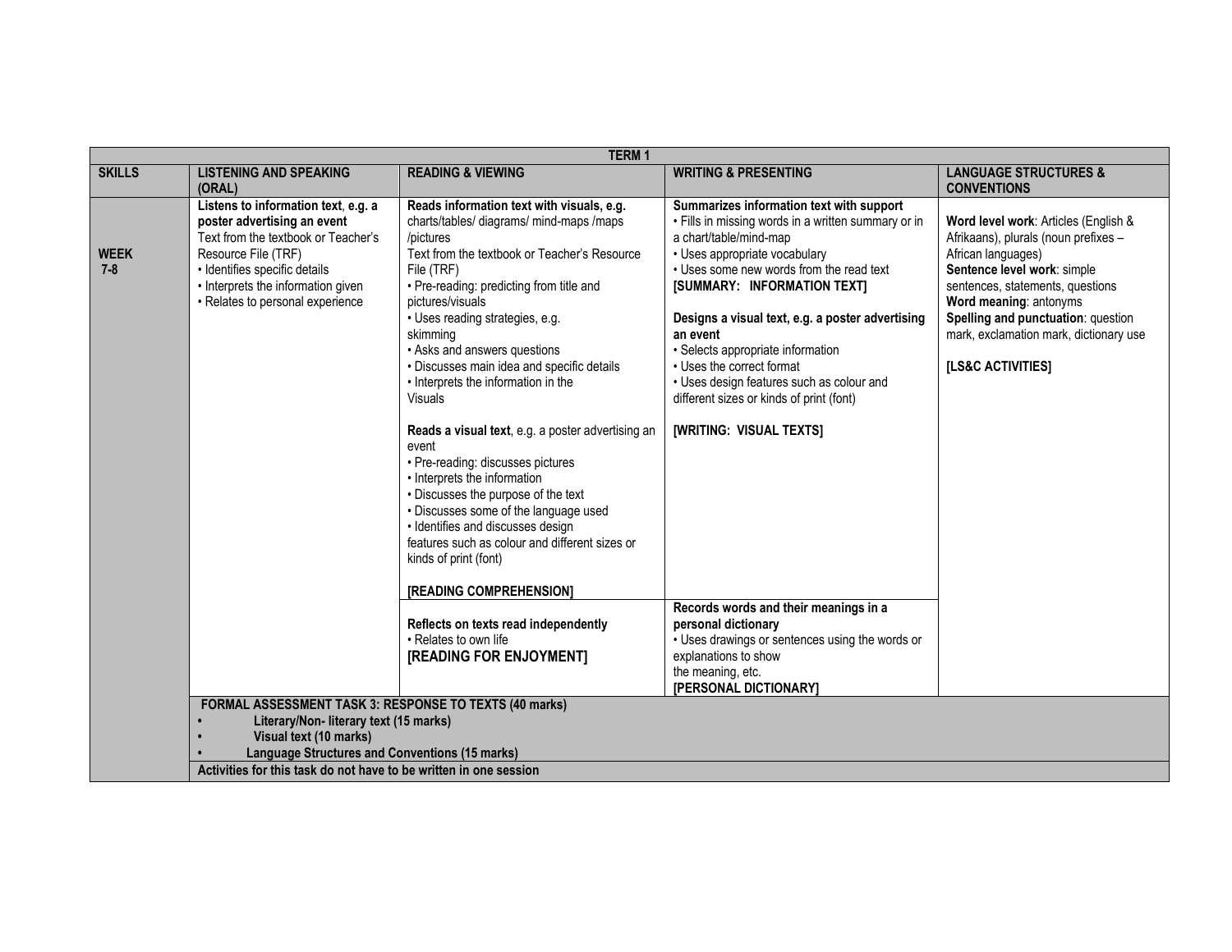| TERM 1 | | | | |
|---|---|---|---|---|
| **SKILLS** | **LISTENING AND SPEAKING (ORAL)** | **READING & VIEWING** | **WRITING & PRESENTING** | **LANGUAGE STRUCTURES & CONVENTIONS** |
| **WEEK 7-8** | **Listens to information text, e.g. a poster advertising an event**<br>Text from the textbook or Teacher's Resource File (TRF)<br>• Identifies specific details<br>• Interprets the information given<br>• Relates to personal experience | **Reads information text with visuals, e.g.** charts/tables/ diagrams/ mind-maps /maps /pictures<br>Text from the textbook or Teacher's Resource File (TRF)<br>• Pre-reading: predicting from title and pictures/visuals<br>• Uses reading strategies, e.g. skimming<br>• Asks and answers questions<br>• Discusses main idea and specific details<br>• Interprets the information in the Visuals<br><br>**Reads a visual text**, e.g. a poster advertising an event<br>• Pre-reading: discusses pictures<br>• Interprets the information<br>• Discusses the purpose of the text<br>• Discusses some of the language used<br>• Identifies and discusses design features such as colour and different sizes or kinds of print (font)<br><br>**[READING COMPREHENSION]** | **Summarizes information text with support**<br>• Fills in missing words in a written summary or in a chart/table/mind-map<br>• Uses appropriate vocabulary<br>• Uses some new words from the read text<br>**[SUMMARY: INFORMATION TEXT]**<br><br>**Designs a visual text, e.g. a poster advertising an event**<br>• Selects appropriate information<br>• Uses the correct format<br>• Uses design features such as colour and different sizes or kinds of print (font)<br><br>**[WRITING: VISUAL TEXTS]** | **Word level work**: Articles (English & Afrikaans), plurals (noun prefixes – African languages)<br>**Sentence level work**: simple sentences, statements, questions<br>**Word meaning**: antonyms<br>**Spelling and punctuation**: question mark, exclamation mark, dictionary use<br><br>**[LS&C ACTIVITIES]** |
| | | **Reflects on texts read independently**<br>• Relates to own life<br>**[READING FOR ENJOYMENT]** | **Records words and their meanings in a personal dictionary**<br>• Uses drawings or sentences using the words or explanations to show the meaning, etc.<br>**[PERSONAL DICTIONARY]** | |
| | **FORMAL ASSESSMENT TASK 3: RESPONSE TO TEXTS (40 marks)**<br>• **Literary/Non- literary text (15 marks)**<br>• **Visual text (10 marks)**<br>• **Language Structures and Conventions (15 marks)** | | | |
| | **Activities for this task do not have to be written in one session** | | | |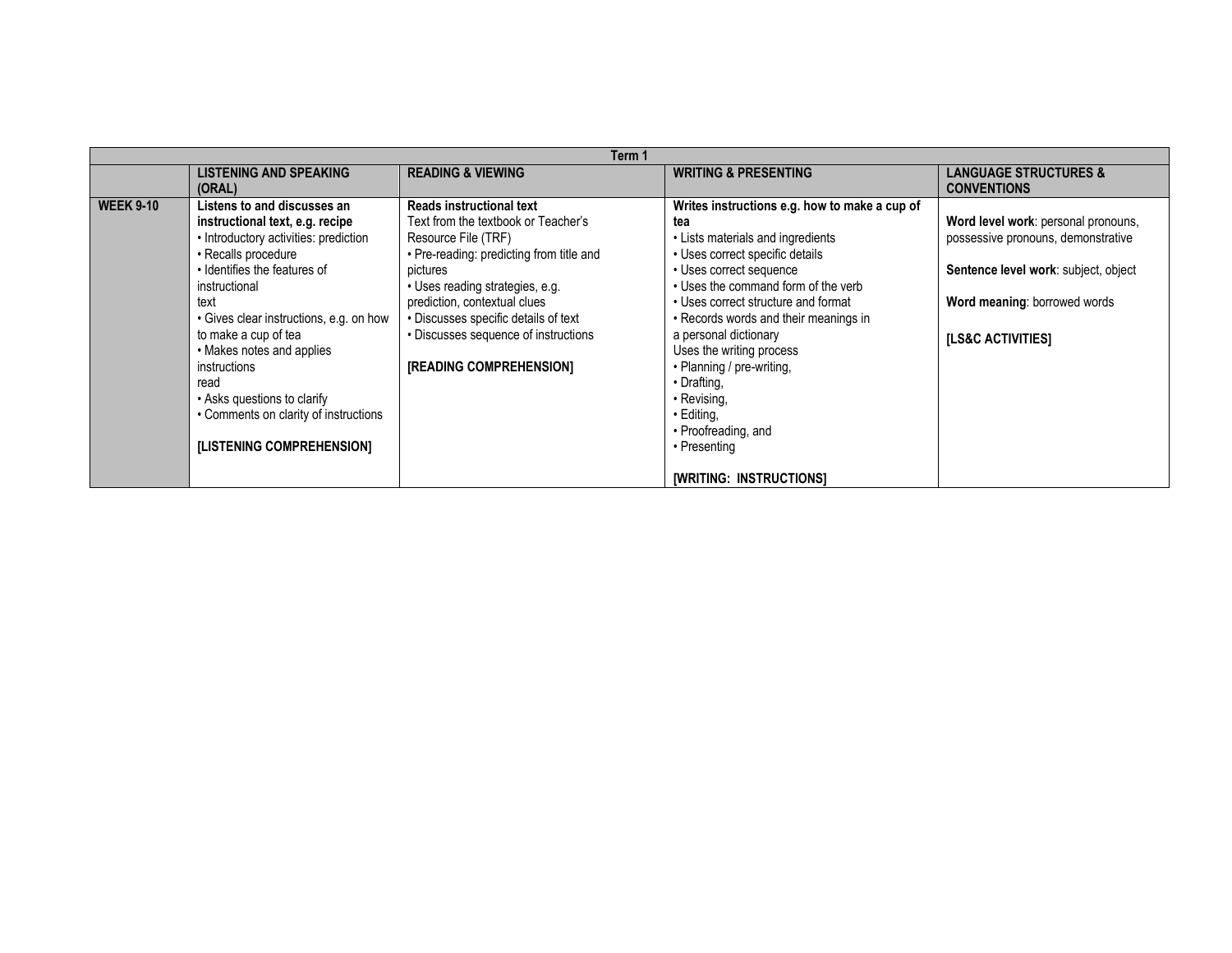| Term 1 | | | | |
| --- | --- | --- | --- | --- |
| | **LISTENING AND SPEAKING (ORAL)** | **READING & VIEWING** | **WRITING & PRESENTING** | **LANGUAGE STRUCTURES & CONVENTIONS** |
| **WEEK 9-10** | **Listens to and discusses an instructional text, e.g. recipe**<br>• Introductory activities: prediction<br>• Recalls procedure<br>• Identifies the features of instructional text<br>• Gives clear instructions, e.g. on how to make a cup of tea<br>• Makes notes and applies instructions read<br>• Asks questions to clarify<br>• Comments on clarity of instructions<br><br>**[LISTENING COMPREHENSION]** | **Reads instructional text**<br>Text from the textbook or Teacher's Resource File (TRF)<br>• Pre-reading: predicting from title and pictures<br>• Uses reading strategies, e.g. prediction, contextual clues<br>• Discusses specific details of text<br>• Discusses sequence of instructions<br><br>**[READING COMPREHENSION]** | **Writes instructions e.g. how to make a cup of tea**<br>• Lists materials and ingredients<br>• Uses correct specific details<br>• Uses correct sequence<br>• Uses the command form of the verb<br>• Uses correct structure and format<br>• Records words and their meanings in a personal dictionary<br>Uses the writing process<br>• Planning / pre-writing,<br>• Drafting,<br>• Revising,<br>• Editing,<br>• Proofreading, and<br>• Presenting<br><br>**[WRITING: INSTRUCTIONS]** | **Word level work**: personal pronouns, possessive pronouns, demonstrative<br><br>**Sentence level work**: subject, object<br><br>**Word meaning**: borrowed words<br><br>**[LS&C ACTIVITIES]** |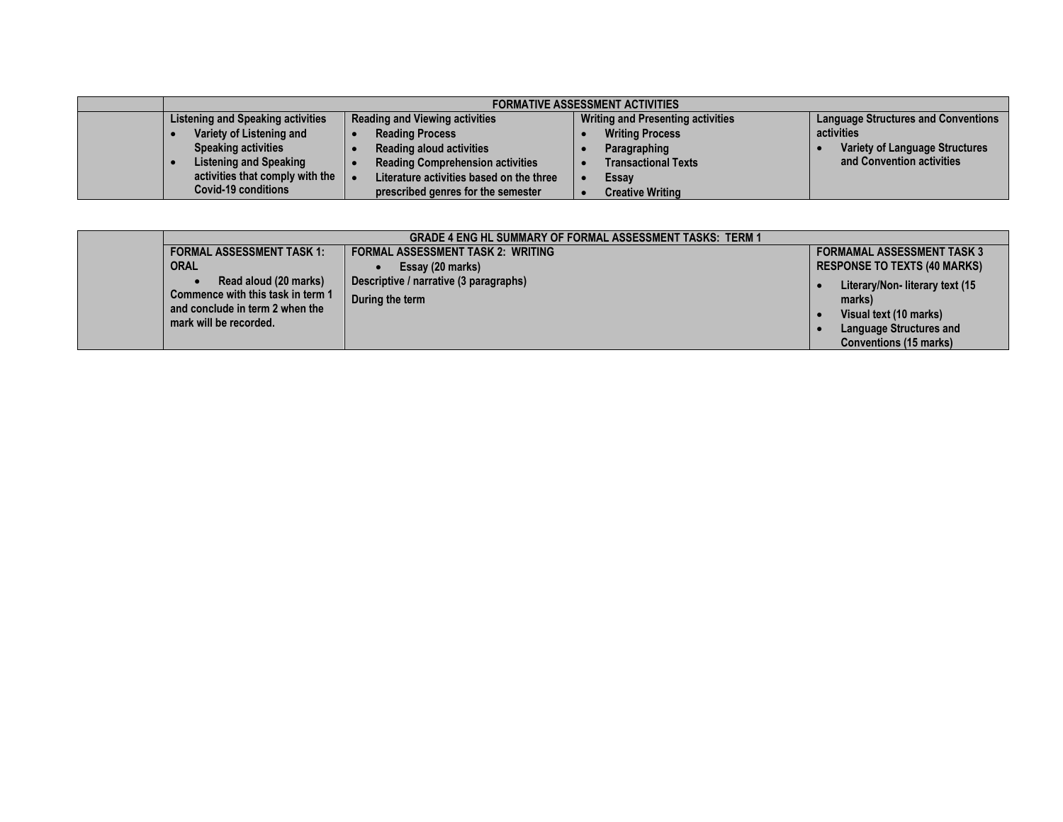| | FORMATIVE ASSESSMENT ACTIVITIES | | | |
|---|---|---|---|---|
| | **Listening and Speaking activities**<br>• **Variety of Listening and Speaking activities**<br>• **Listening and Speaking activities that comply with the Covid-19 conditions** | **Reading and Viewing activities**<br>• **Reading Process**<br>• **Reading aloud activities**<br>• **Reading Comprehension activities**<br>• **Literature activities based on the three prescribed genres for the semester** | **Writing and Presenting activities**<br>• **Writing Process**<br>• **Paragraphing**<br>• **Transactional Texts**<br>• **Essay**<br>• **Creative Writing** | **Language Structures and Conventions activities**<br>• **Variety of Language Structures and Convention activities** |

| | GRADE 4 ENG HL SUMMARY OF FORMAL ASSESSMENT TASKS: TERM 1 | | |
|---|---|---|---|
| | **FORMAL ASSESSMENT TASK 1: ORAL**<br>• **Read aloud (20 marks)**<br>**Commence with this task in term 1 and conclude in term 2 when the mark will be recorded.** | **FORMAL ASSESSMENT TASK 2: WRITING**<br>• **Essay (20 marks)**<br>**Descriptive / narrative (3 paragraphs)**<br>**During the term** | **FORMAMAL ASSESSMENT TASK 3 RESPONSE TO TEXTS (40 MARKS)**<br>• **Literary/Non- literary text (15 marks)**<br>• **Visual text (10 marks)**<br>• **Language Structures and Conventions (15 marks)** |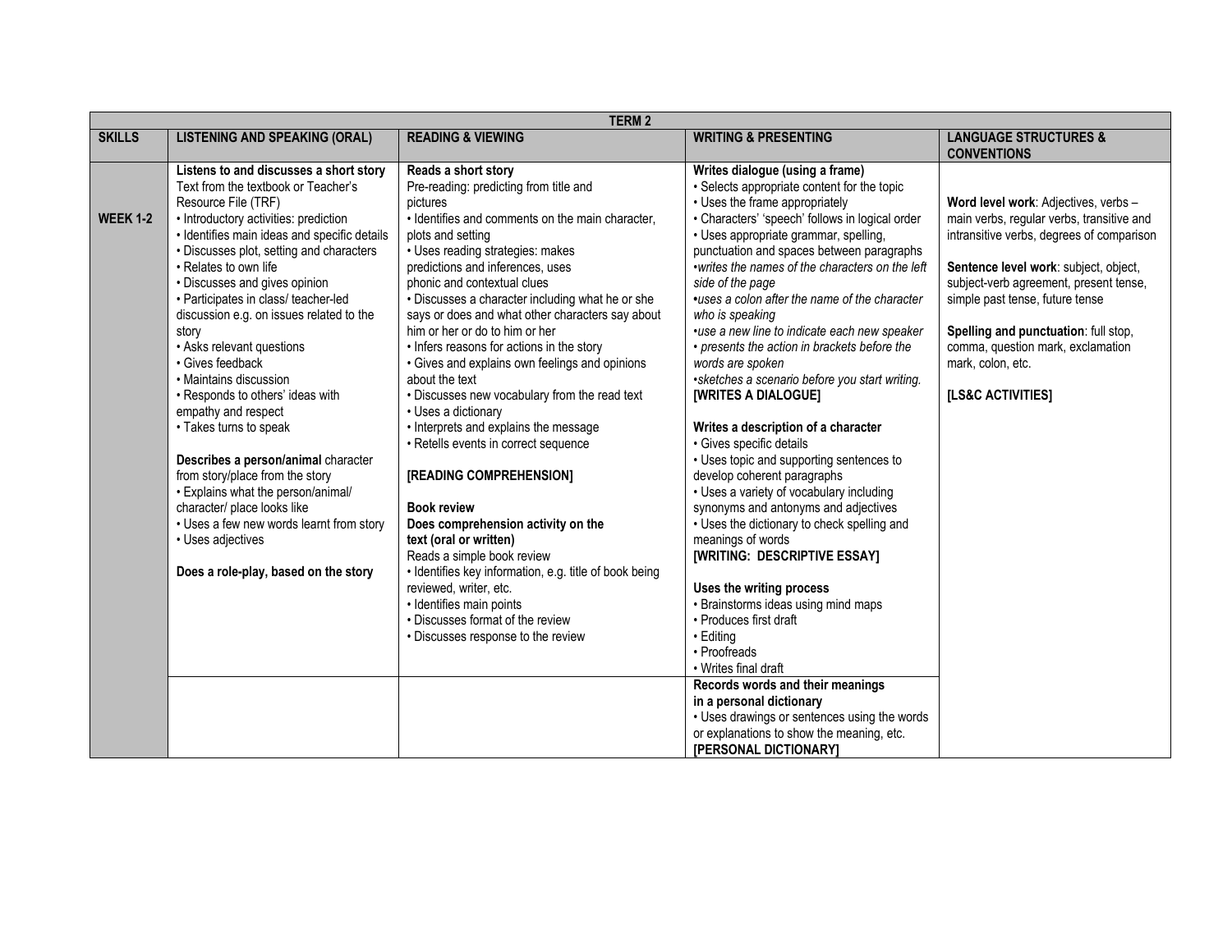| TERM 2 | | | | |
|---|---|---|---|---|
| **SKILLS** | **LISTENING AND SPEAKING (ORAL)** | **READING & VIEWING** | **WRITING & PRESENTING** | **LANGUAGE STRUCTURES & CONVENTIONS** |
| **WEEK 1-2** | **Listens to and discusses a short story**<br>Text from the textbook or Teacher's Resource File (TRF)<br>• Introductory activities: prediction<br>• Identifies main ideas and specific details<br>• Discusses plot, setting and characters<br>• Relates to own life<br>• Discusses and gives opinion<br>• Participates in class/ teacher-led discussion e.g. on issues related to the story<br>• Asks relevant questions<br>• Gives feedback<br>• Maintains discussion<br>• Responds to others' ideas with empathy and respect<br>• Takes turns to speak<br><br>**Describes a person/animal** character from story/place from the story<br>• Explains what the person/animal/ character/ place looks like<br>• Uses a few new words learnt from story<br>• Uses adjectives<br><br>**Does a role-play, based on the story** | **Reads a short story**<br>Pre-reading: predicting from title and pictures<br>• Identifies and comments on the main character, plots and setting<br>• Uses reading strategies: makes predictions and inferences, uses phonic and contextual clues<br>• Discusses a character including what he or she says or does and what other characters say about him or her or do to him or her<br>• Infers reasons for actions in the story<br>• Gives and explains own feelings and opinions about the text<br>• Discusses new vocabulary from the read text<br>• Uses a dictionary<br>• Interprets and explains the message<br>• Retells events in correct sequence<br><br>**[READING COMPREHENSION]**<br><br>**Book review**<br>**Does comprehension activity on the text (oral or written)**<br>Reads a simple book review<br>• Identifies key information, e.g. title of book being reviewed, writer, etc.<br>• Identifies main points<br>• Discusses format of the review<br>• Discusses response to the review | **Writes dialogue (using a frame)**<br>• Selects appropriate content for the topic<br>• Uses the frame appropriately<br>• Characters' 'speech' follows in logical order<br>• Uses appropriate grammar, spelling, punctuation and spaces between paragraphs<br>•*writes the names of the characters on the left side of the page*<br>•*uses a colon after the name of the character who is speaking*<br>•*use a new line to indicate each new speaker*<br>• *presents the action in brackets before the words are spoken*<br>•*sketches a scenario before you start writing.*<br>**[WRITES A DIALOGUE]**<br><br>**Writes a description of a character**<br>• Gives specific details<br>• Uses topic and supporting sentences to develop coherent paragraphs<br>• Uses a variety of vocabulary including synonyms and antonyms and adjectives<br>• Uses the dictionary to check spelling and meanings of words<br>**[WRITING: DESCRIPTIVE ESSAY]**<br><br>**Uses the writing process**<br>• Brainstorms ideas using mind maps<br>• Produces first draft<br>• Editing<br>• Proofreads<br>• Writes final draft | **Word level work**: Adjectives, verbs – main verbs, regular verbs, transitive and intransitive verbs, degrees of comparison<br><br>**Sentence level work**: subject, object, subject-verb agreement, present tense, simple past tense, future tense<br><br>**Spelling and punctuation**: full stop, comma, question mark, exclamation mark, colon, etc.<br><br>**[LS&C ACTIVITIES]** |
| | | | **Records words and their meanings in a personal dictionary**<br>• Uses drawings or sentences using the words or explanations to show the meaning, etc.<br>**[PERSONAL DICTIONARY]** | |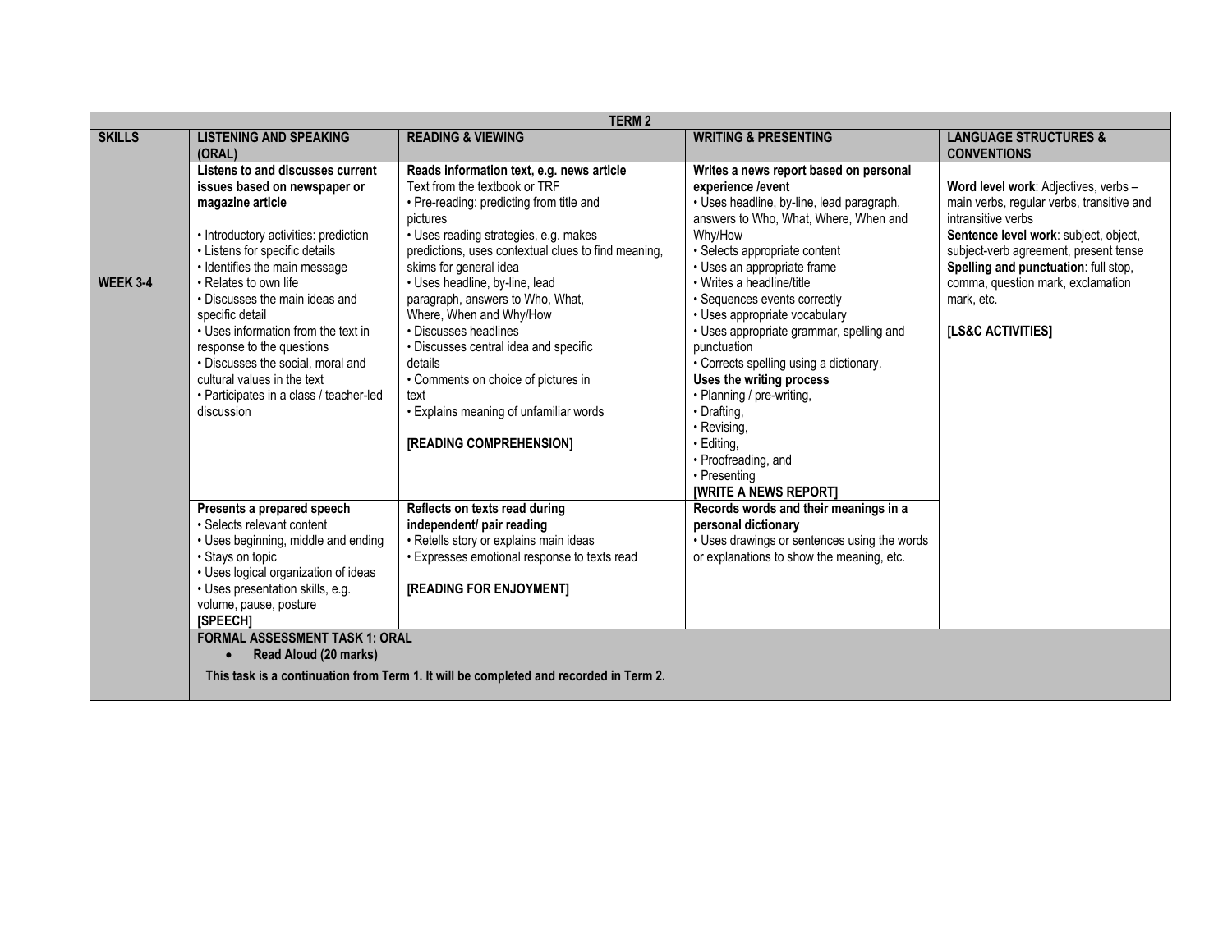| TERM 2 | | | | |
|---|---|---|---|---|
| **SKILLS** | **LISTENING AND SPEAKING (ORAL)** | **READING & VIEWING** | **WRITING & PRESENTING** | **LANGUAGE STRUCTURES & CONVENTIONS** |
| **WEEK 3-4** | **Listens to and discusses current issues based on newspaper or magazine article**<br><br>• Introductory activities: prediction<br>• Listens for specific details<br>• Identifies the main message<br>• Relates to own life<br>• Discusses the main ideas and specific detail<br>• Uses information from the text in response to the questions<br>• Discusses the social, moral and cultural values in the text<br>• Participates in a class / teacher-led discussion | **Reads information text, e.g. news article**<br>Text from the textbook or TRF<br>• Pre-reading: predicting from title and pictures<br>• Uses reading strategies, e.g. makes predictions, uses contextual clues to find meaning, skims for general idea<br>• Uses headline, by-line, lead paragraph, answers to Who, What, Where, When and Why/How<br>• Discusses headlines<br>• Discusses central idea and specific details<br>• Comments on choice of pictures in text<br>• Explains meaning of unfamiliar words<br><br>**[READING COMPREHENSION]** | **Writes a news report based on personal experience /event**<br>• Uses headline, by-line, lead paragraph, answers to Who, What, Where, When and Why/How<br>• Selects appropriate content<br>• Uses an appropriate frame<br>• Writes a headline/title<br>• Sequences events correctly<br>• Uses appropriate vocabulary<br>• Uses appropriate grammar, spelling and punctuation<br>• Corrects spelling using a dictionary.<br>**Uses the writing process**<br>• Planning / pre-writing,<br>• Drafting,<br>• Revising,<br>• Editing,<br>• Proofreading, and<br>• Presenting<br>**[WRITE A NEWS REPORT]** | **Word level work**: Adjectives, verbs – main verbs, regular verbs, transitive and intransitive verbs<br>**Sentence level work**: subject, object, subject-verb agreement, present tense<br>**Spelling and punctuation**: full stop, comma, question mark, exclamation mark, etc.<br><br>**[LS&C ACTIVITIES]** |
| | **Presents a prepared speech**<br>• Selects relevant content<br>• Uses beginning, middle and ending<br>• Stays on topic<br>• Uses logical organization of ideas<br>• Uses presentation skills, e.g. volume, pause, posture<br>**[SPEECH]** | **Reflects on texts read during independent/ pair reading**<br>• Retells story or explains main ideas<br>• Expresses emotional response to texts read<br><br>**[READING FOR ENJOYMENT]** | **Records words and their meanings in a personal dictionary**<br>• Uses drawings or sentences using the words or explanations to show the meaning, etc. | |
| | **FORMAL ASSESSMENT TASK 1: ORAL**<br>• **Read Aloud (20 marks)**<br><br>**This task is a continuation from Term 1. It will be completed and recorded in Term 2.** | | | |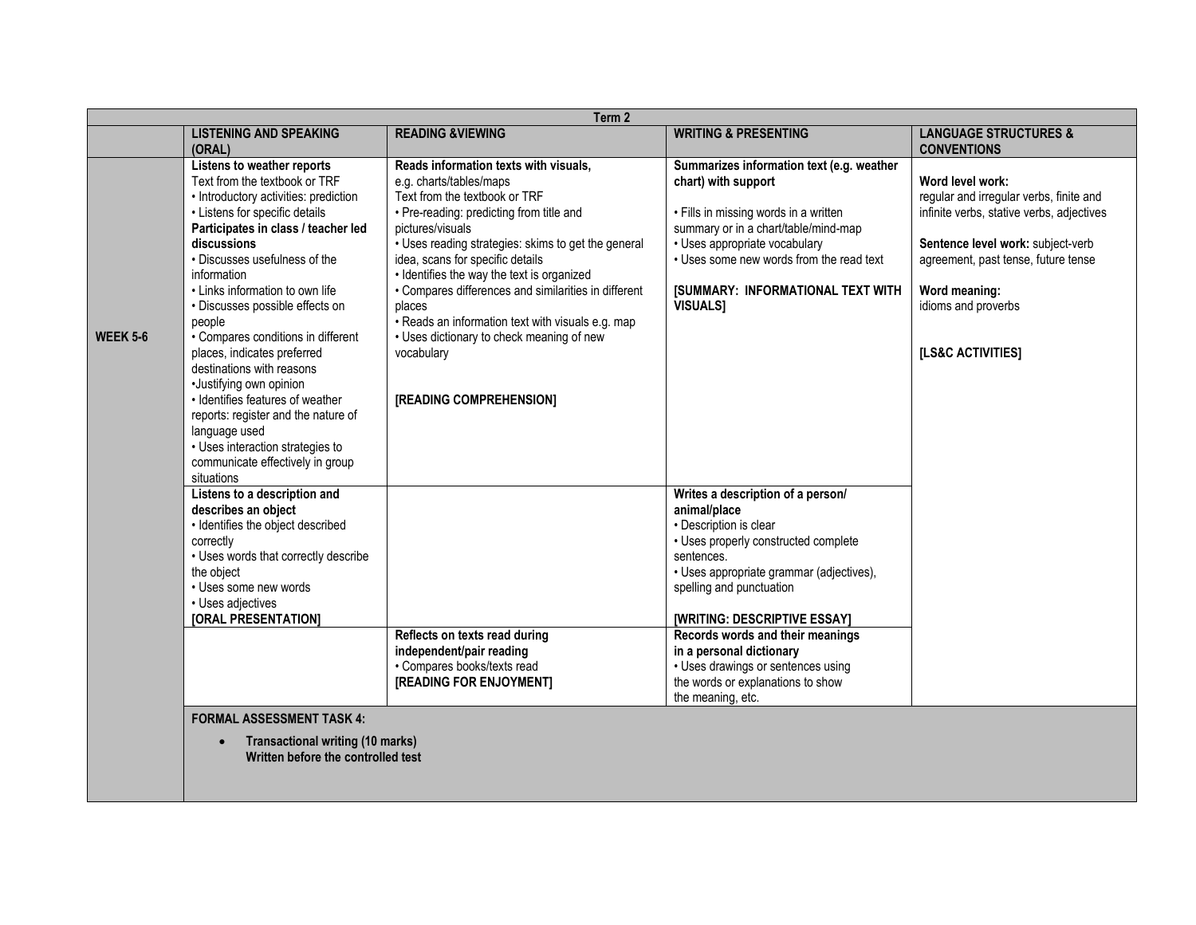| Term 2 | | | | |
|---|---|---|---|---|
| | **LISTENING AND SPEAKING (ORAL)** | **READING &VIEWING** | **WRITING & PRESENTING** | **LANGUAGE STRUCTURES & CONVENTIONS** |
| **WEEK 5-6** | **Listens to weather reports**<br>Text from the textbook or TRF<br>• Introductory activities: prediction<br>• Listens for specific details<br>**Participates in class / teacher led discussions**<br>• Discusses usefulness of the information<br>• Links information to own life<br>• Discusses possible effects on people<br>• Compares conditions in different places, indicates preferred destinations with reasons<br>•Justifying own opinion<br>• Identifies features of weather reports: register and the nature of language used<br>• Uses interaction strategies to communicate effectively in group situations | **Reads information texts with visuals,**<br>e.g. charts/tables/maps<br>Text from the textbook or TRF<br>• Pre-reading: predicting from title and pictures/visuals<br>• Uses reading strategies: skims to get the general idea, scans for specific details<br>• Identifies the way the text is organized<br>• Compares differences and similarities in different places<br>• Reads an information text with visuals e.g. map<br>• Uses dictionary to check meaning of new vocabulary<br><br>**[READING COMPREHENSION]** | **Summarizes information text (e.g. weather chart) with support**<br><br>• Fills in missing words in a written summary or in a chart/table/mind-map<br>• Uses appropriate vocabulary<br>• Uses some new words from the read text<br><br>**[SUMMARY: INFORMATIONAL TEXT WITH VISUALS]** | **Word level work:**<br>regular and irregular verbs, finite and infinite verbs, stative verbs, adjectives<br><br>**Sentence level work:** subject-verb agreement, past tense, future tense<br><br>**Word meaning:**<br>idioms and proverbs<br><br><br>**[LS&C ACTIVITIES]** |
| | **Listens to a description and describes an object**<br>• Identifies the object described correctly<br>• Uses words that correctly describe the object<br>• Uses some new words<br>• Uses adjectives<br>**[ORAL PRESENTATION]** | | **Writes a description of a person/ animal/place**<br>• Description is clear<br>• Uses properly constructed complete sentences.<br>• Uses appropriate grammar (adjectives), spelling and punctuation<br><br>**[WRITING: DESCRIPTIVE ESSAY]** | |
| | | **Reflects on texts read during independent/pair reading**<br>• Compares books/texts read<br>**[READING FOR ENJOYMENT]** | **Records words and their meanings in a personal dictionary**<br>• Uses drawings or sentences using the words or explanations to show the meaning, etc. | |
| | **FORMAL ASSESSMENT TASK 4:**<br>• **Transactional writing (10 marks)**<br>**Written before the controlled test** | | | |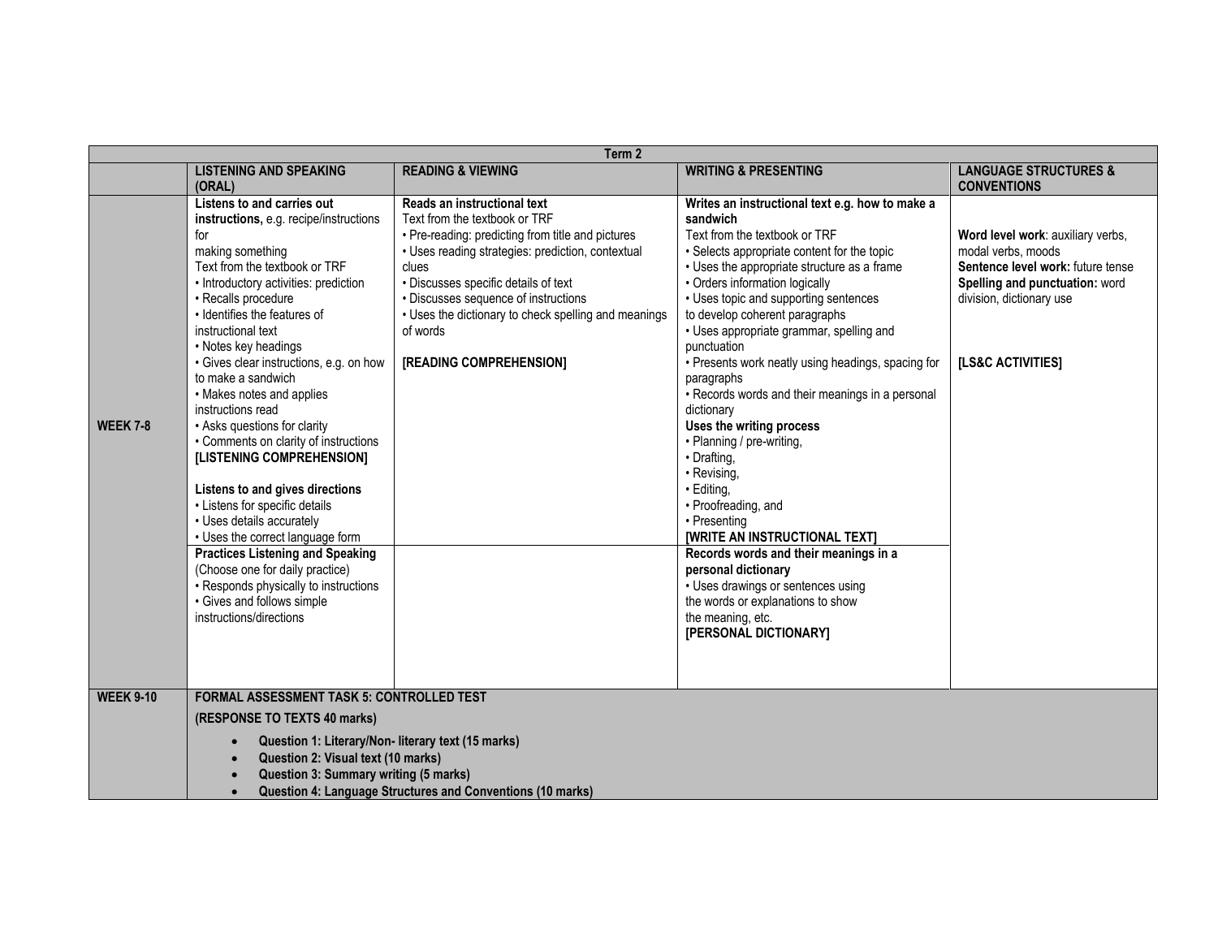| Term 2 | | | | |
|---|---|---|---|---|
| | **LISTENING AND SPEAKING (ORAL)** | **READING & VIEWING** | **WRITING & PRESENTING** | **LANGUAGE STRUCTURES & CONVENTIONS** |
| **WEEK 7-8** | **Listens to and carries out instructions,** e.g. recipe/instructions for making something<br>Text from the textbook or TRF<br>• Introductory activities: prediction<br>• Recalls procedure<br>• Identifies the features of instructional text<br>• Notes key headings<br>• Gives clear instructions, e.g. on how to make a sandwich<br>• Makes notes and applies instructions read<br>• Asks questions for clarity<br>• Comments on clarity of instructions<br>**[LISTENING COMPREHENSION]**<br><br>**Listens to and gives directions**<br>• Listens for specific details<br>• Uses details accurately<br>• Uses the correct language form | **Reads an instructional text**<br>Text from the textbook or TRF<br>• Pre-reading: predicting from title and pictures<br>• Uses reading strategies: prediction, contextual clues<br>• Discusses specific details of text<br>• Discusses sequence of instructions<br>• Uses the dictionary to check spelling and meanings of words<br><br>**[READING COMPREHENSION]** | **Writes an instructional text e.g. how to make a sandwich**<br>Text from the textbook or TRF<br>• Selects appropriate content for the topic<br>• Uses the appropriate structure as a frame<br>• Orders information logically<br>• Uses topic and supporting sentences to develop coherent paragraphs<br>• Uses appropriate grammar, spelling and punctuation<br>• Presents work neatly using headings, spacing for paragraphs<br>• Records words and their meanings in a personal dictionary<br>**Uses the writing process**<br>• Planning / pre-writing,<br>• Drafting,<br>• Revising,<br>• Editing,<br>• Proofreading, and<br>• Presenting<br>**[WRITE AN INSTRUCTIONAL TEXT]** | **Word level work**: auxiliary verbs, modal verbs, moods<br>**Sentence level work:** future tense<br>**Spelling and punctuation:** word division, dictionary use<br><br>**[LS&C ACTIVITIES]** |
| | **Practices Listening and Speaking**<br>(Choose one for daily practice)<br>• Responds physically to instructions<br>• Gives and follows simple instructions/directions | | **Records words and their meanings in a personal dictionary**<br>• Uses drawings or sentences using the words or explanations to show the meaning, etc.<br>**[PERSONAL DICTIONARY]** | |
| **WEEK 9-10** | **FORMAL ASSESSMENT TASK 5: CONTROLLED TEST**<br>**(RESPONSE TO TEXTS 40 marks)**<br>• **Question 1: Literary/Non- literary text (15 marks)**<br>• **Question 2: Visual text (10 marks)**<br>• **Question 3: Summary writing (5 marks)**<br>• **Question 4: Language Structures and Conventions (10 marks)** | | | |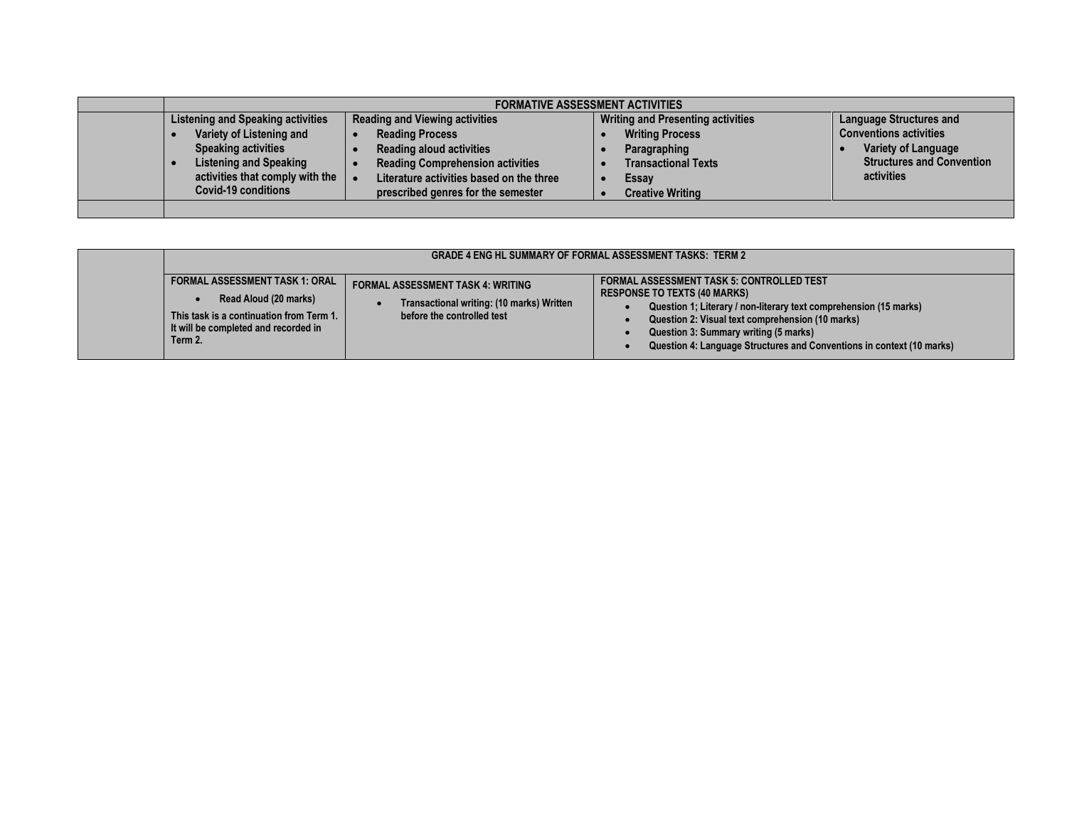| | FORMATIVE ASSESSMENT ACTIVITIES | | | |
|---|---|---|---|---|
| | **Listening and Speaking activities**<br>• Variety of Listening and Speaking activities<br>• Listening and Speaking activities that comply with the Covid-19 conditions | **Reading and Viewing activities**<br>• Reading Process<br>• Reading aloud activities<br>• Reading Comprehension activities<br>• Literature activities based on the three prescribed genres for the semester | **Writing and Presenting activities**<br>• Writing Process<br>• Paragraphing<br>• Transactional Texts<br>• Essay<br>• Creative Writing | **Language Structures and Conventions activities**<br>• Variety of Language Structures and Convention activities |
| | | | | |

| | GRADE 4 ENG HL SUMMARY OF FORMAL ASSESSMENT TASKS: TERM 2 | | |
|---|---|---|---|
| | **FORMAL ASSESSMENT TASK 1: ORAL**<br>• Read Aloud (20 marks)<br>This task is a continuation from Term 1. It will be completed and recorded in Term 2. | **FORMAL ASSESSMENT TASK 4: WRITING**<br>• Transactional writing: (10 marks) Written before the controlled test | **FORMAL ASSESSMENT TASK 5: CONTROLLED TEST RESPONSE TO TEXTS (40 MARKS)**<br>• Question 1; Literary / non-literary text comprehension (15 marks)<br>• Question 2: Visual text comprehension (10 marks)<br>• Question 3: Summary writing (5 marks)<br>• Question 4: Language Structures and Conventions in context (10 marks) |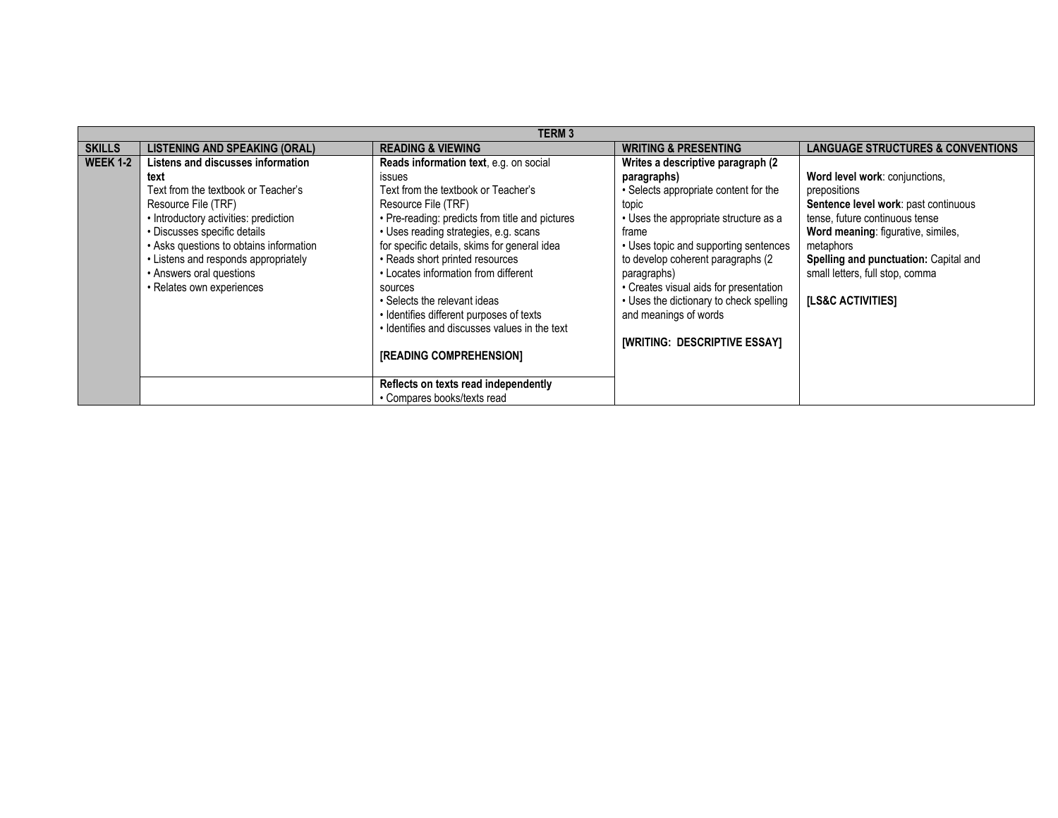| TERM 3 | | | | |
|---|---|---|---|---|
| **SKILLS** | **LISTENING AND SPEAKING (ORAL)** | **READING & VIEWING** | **WRITING & PRESENTING** | **LANGUAGE STRUCTURES & CONVENTIONS** |
| **WEEK 1-2** | **Listens and discusses information text**<br>Text from the textbook or Teacher's Resource File (TRF)<br>• Introductory activities: prediction<br>• Discusses specific details<br>• Asks questions to obtains information<br>• Listens and responds appropriately<br>• Answers oral questions<br>• Relates own experiences | **Reads information text**, e.g. on social issues<br>Text from the textbook or Teacher's Resource File (TRF)<br>• Pre-reading: predicts from title and pictures<br>• Uses reading strategies, e.g. scans for specific details, skims for general idea<br>• Reads short printed resources<br>• Locates information from different sources<br>• Selects the relevant ideas<br>• Identifies different purposes of texts<br>• Identifies and discusses values in the text<br><br>**[READING COMPREHENSION]** | **Writes a descriptive paragraph (2 paragraphs)**<br>• Selects appropriate content for the topic<br>• Uses the appropriate structure as a frame<br>• Uses topic and supporting sentences to develop coherent paragraphs (2 paragraphs)<br>• Creates visual aids for presentation<br>• Uses the dictionary to check spelling and meanings of words<br><br>**[WRITING: DESCRIPTIVE ESSAY]** | **Word level work**: conjunctions, prepositions<br>**Sentence level work**: past continuous tense, future continuous tense<br>**Word meaning**: figurative, similes, metaphors<br>**Spelling and punctuation:** Capital and small letters, full stop, comma<br><br>**[LS&C ACTIVITIES]** |
| | | **Reflects on texts read independently**<br>• Compares books/texts read | | |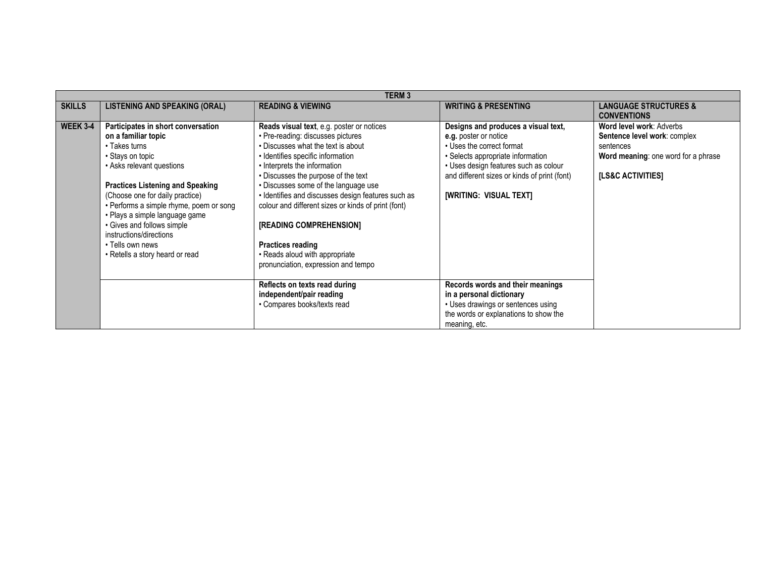| TERM 3 | | | | |
|---|---|---|---|---|
| **SKILLS** | **LISTENING AND SPEAKING (ORAL)** | **READING & VIEWING** | **WRITING & PRESENTING** | **LANGUAGE STRUCTURES & CONVENTIONS** |
| **WEEK 3-4** | **Participates in short conversation on a familiar topic**<br>• Takes turns<br>• Stays on topic<br>• Asks relevant questions<br><br>**Practices Listening and Speaking**<br>(Choose one for daily practice)<br>• Performs a simple rhyme, poem or song<br>• Plays a simple language game<br>• Gives and follows simple instructions/directions<br>• Tells own news<br>• Retells a story heard or read | **Reads visual text**, e.g. poster or notices<br>• Pre-reading: discusses pictures<br>• Discusses what the text is about<br>• Identifies specific information<br>• Interprets the information<br>• Discusses the purpose of the text<br>• Discusses some of the language use<br>• Identifies and discusses design features such as colour and different sizes or kinds of print (font)<br><br>**[READING COMPREHENSION]**<br><br>**Practices reading**<br>• Reads aloud with appropriate pronunciation, expression and tempo | **Designs and produces a visual text, e.g.** poster or notice<br>• Uses the correct format<br>• Selects appropriate information<br>• Uses design features such as colour and different sizes or kinds of print (font)<br><br>**[WRITING: VISUAL TEXT]** | **Word level work**: Adverbs<br>**Sentence level work**: complex sentences<br>**Word meaning**: one word for a phrase<br><br>**[LS&C ACTIVITIES]** |
| | | **Reflects on texts read during independent/pair reading**<br>• Compares books/texts read | **Records words and their meanings in a personal dictionary**<br>• Uses drawings or sentences using the words or explanations to show the meaning, etc. | |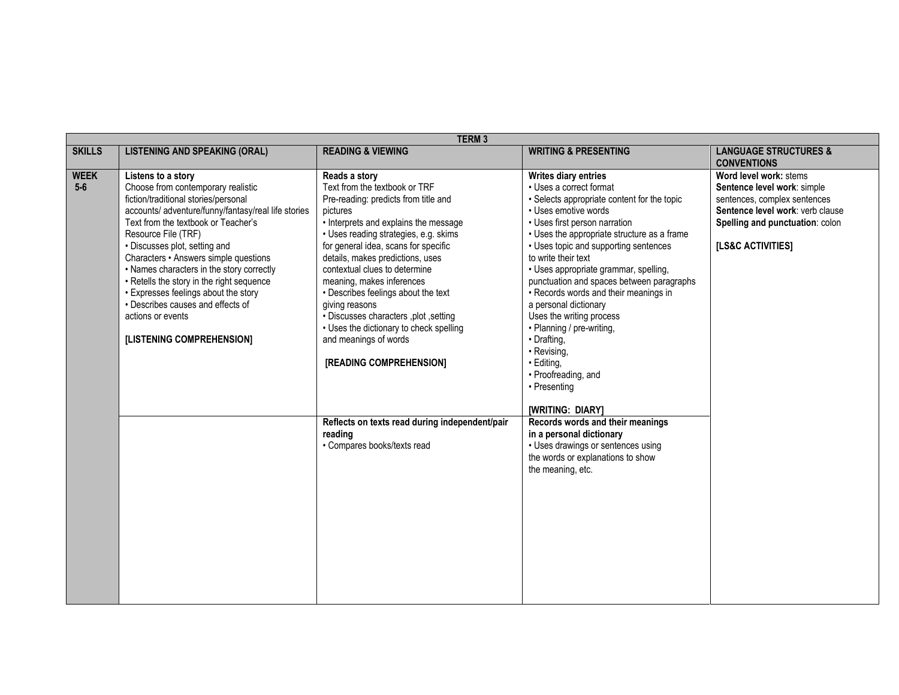| TERM 3 | | | | |
|---|---|---|---|---|
| **SKILLS** | **LISTENING AND SPEAKING (ORAL)** | **READING & VIEWING** | **WRITING & PRESENTING** | **LANGUAGE STRUCTURES & CONVENTIONS** |
| **WEEK 5-6** | **Listens to a story**<br>Choose from contemporary realistic fiction/traditional stories/personal accounts/ adventure/funny/fantasy/real life stories<br>Text from the textbook or Teacher's Resource File (TRF)<br>• Discusses plot, setting and Characters • Answers simple questions<br>• Names characters in the story correctly<br>• Retells the story in the right sequence<br>• Expresses feelings about the story<br>• Describes causes and effects of actions or events<br><br>**[LISTENING COMPREHENSION]** | **Reads a story**<br>Text from the textbook or TRF<br>Pre-reading: predicts from title and pictures<br>• Interprets and explains the message<br>• Uses reading strategies, e.g. skims for general idea, scans for specific details, makes predictions, uses contextual clues to determine meaning, makes inferences<br>• Describes feelings about the text giving reasons<br>• Discusses characters ,plot ,setting<br>• Uses the dictionary to check spelling and meanings of words<br><br>**[READING COMPREHENSION]** | **Writes diary entries**<br>• Uses a correct format<br>• Selects appropriate content for the topic<br>• Uses emotive words<br>• Uses first person narration<br>• Uses the appropriate structure as a frame<br>• Uses topic and supporting sentences to write their text<br>• Uses appropriate grammar, spelling, punctuation and spaces between paragraphs<br>• Records words and their meanings in a personal dictionary<br>Uses the writing process<br>• Planning / pre-writing,<br>• Drafting,<br>• Revising,<br>• Editing,<br>• Proofreading, and<br>• Presenting<br><br>**[WRITING: DIARY]** | **Word level work:** stems<br>**Sentence level work**: simple sentences, complex sentences<br>**Sentence level work**: verb clause<br>**Spelling and punctuation**: colon<br><br>**[LS&C ACTIVITIES]** |
| | | **Reflects on texts read during independent/pair reading**<br>• Compares books/texts read | **Records words and their meanings in a personal dictionary**<br>• Uses drawings or sentences using the words or explanations to show the meaning, etc. | |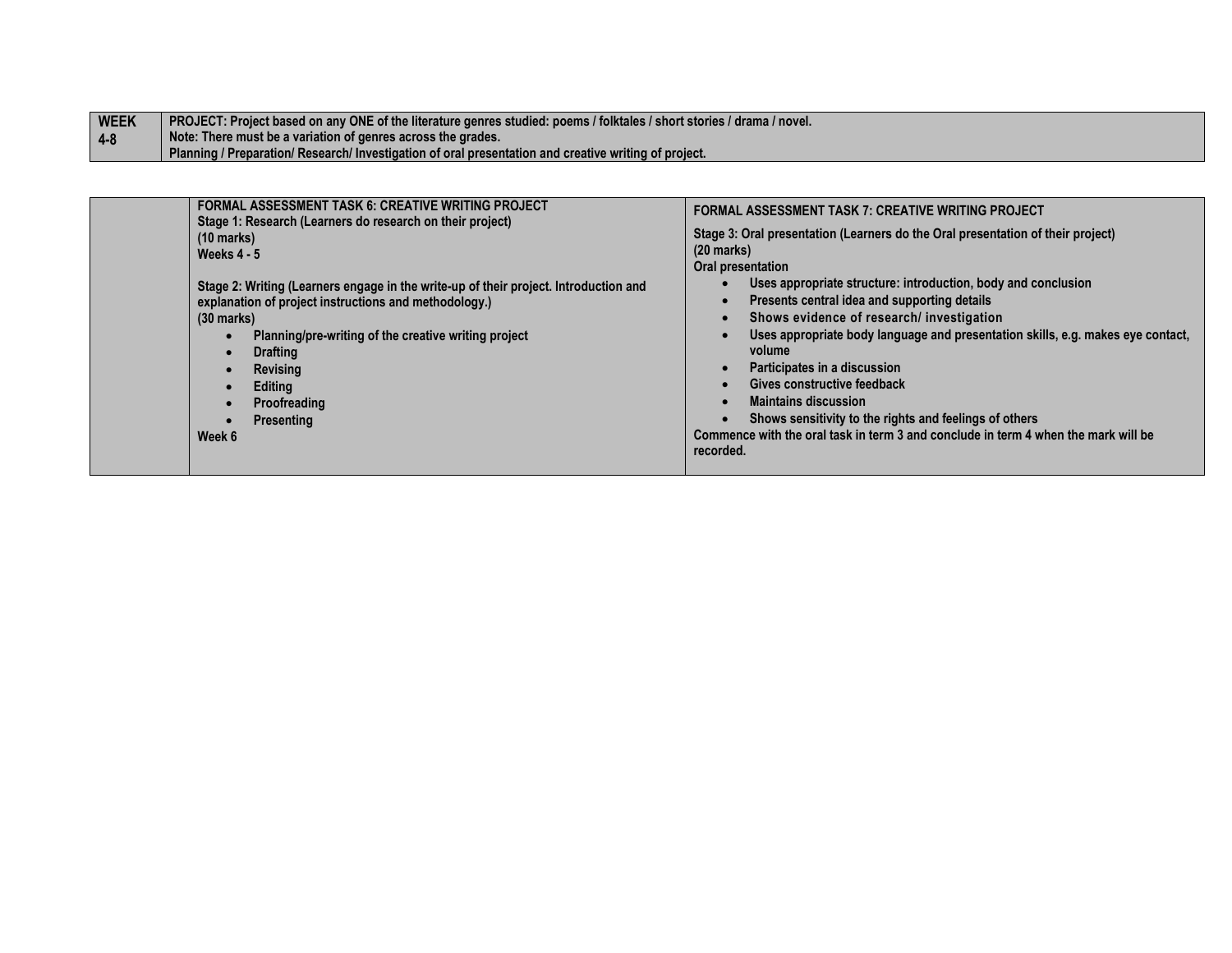| WEEK 4-8 | PROJECT: Project based on any ONE of the literature genres studied: poems / folktales / short stories / drama / novel.<br>Note: There must be a variation of genres across the grades.<br>Planning / Preparation/ Research/ Investigation of oral presentation and creative writing of project. |
|---|---|

| | FORMAL ASSESSMENT TASK 6: CREATIVE WRITING PROJECT | FORMAL ASSESSMENT TASK 7: CREATIVE WRITING PROJECT |
|---|---|---|
| | Stage 1: Research (Learners do research on their project)<br>(10 marks)<br>Weeks 4 - 5<br><br>Stage 2: Writing (Learners engage in the write-up of their project. Introduction and explanation of project instructions and methodology.)<br>(30 marks)<br>• Planning/pre-writing of the creative writing project<br>• Drafting<br>• Revising<br>• Editing<br>• Proofreading<br>• Presenting<br>Week 6 | Stage 3: Oral presentation (Learners do the Oral presentation of their project)<br>(20 marks)<br>Oral presentation<br>• Uses appropriate structure: introduction, body and conclusion<br>• Presents central idea and supporting details<br>• Shows evidence of research/ investigation<br>• Uses appropriate body language and presentation skills, e.g. makes eye contact, volume<br>• Participates in a discussion<br>• Gives constructive feedback<br>• Maintains discussion<br>• Shows sensitivity to the rights and feelings of others<br>Commence with the oral task in term 3 and conclude in term 4 when the mark will be recorded. |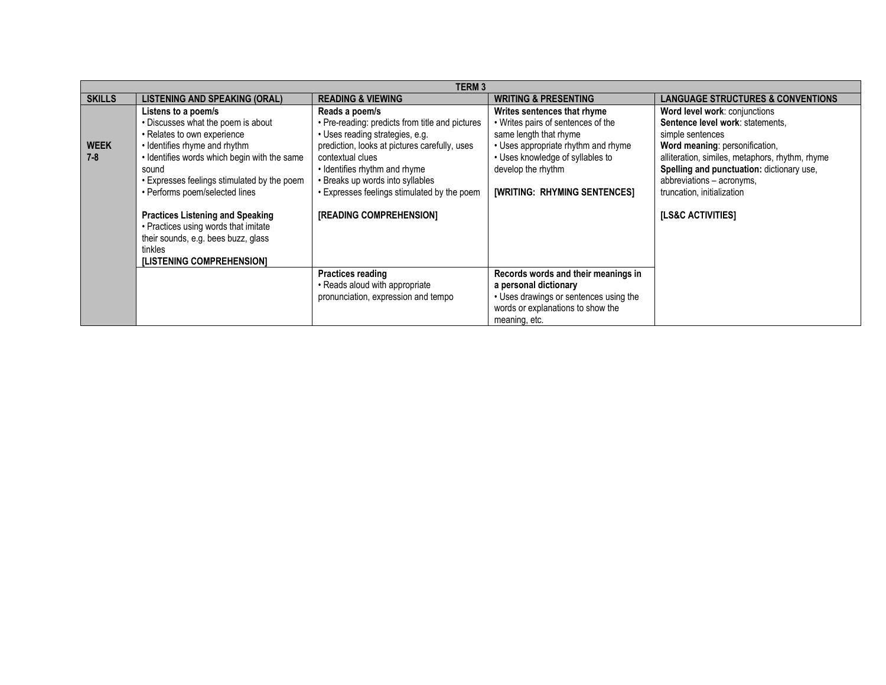| TERM 3 | | | | |
|---|---|---|---|---|
| **SKILLS** | **LISTENING AND SPEAKING (ORAL)** | **READING & VIEWING** | **WRITING & PRESENTING** | **LANGUAGE STRUCTURES & CONVENTIONS** |
| **WEEK 7-8** | **Listens to a poem/s**<br>• Discusses what the poem is about<br>• Relates to own experience<br>• Identifies rhyme and rhythm<br>• Identifies words which begin with the same sound<br>• Expresses feelings stimulated by the poem<br>• Performs poem/selected lines<br><br>**Practices Listening and Speaking**<br>• Practices using words that imitate their sounds, e.g. bees buzz, glass tinkles<br>**[LISTENING COMPREHENSION]** | **Reads a poem/s**<br>• Pre-reading: predicts from title and pictures<br>• Uses reading strategies, e.g. prediction, looks at pictures carefully, uses contextual clues<br>• Identifies rhythm and rhyme<br>• Breaks up words into syllables<br>• Expresses feelings stimulated by the poem<br><br>**[READING COMPREHENSION]** | **Writes sentences that rhyme**<br>• Writes pairs of sentences of the same length that rhyme<br>• Uses appropriate rhythm and rhyme<br>• Uses knowledge of syllables to develop the rhythm<br><br>**[WRITING: RHYMING SENTENCES]** | **Word level work**: conjunctions<br>**Sentence level work**: statements, simple sentences<br>**Word meaning**: personification, alliteration, similes, metaphors, rhythm, rhyme<br>**Spelling and punctuation:** dictionary use, abbreviations – acronyms, truncation, initialization<br><br>**[LS&C ACTIVITIES]** |
| | | **Practices reading**<br>• Reads aloud with appropriate pronunciation, expression and tempo | **Records words and their meanings in a personal dictionary**<br>• Uses drawings or sentences using the words or explanations to show the meaning, etc. | |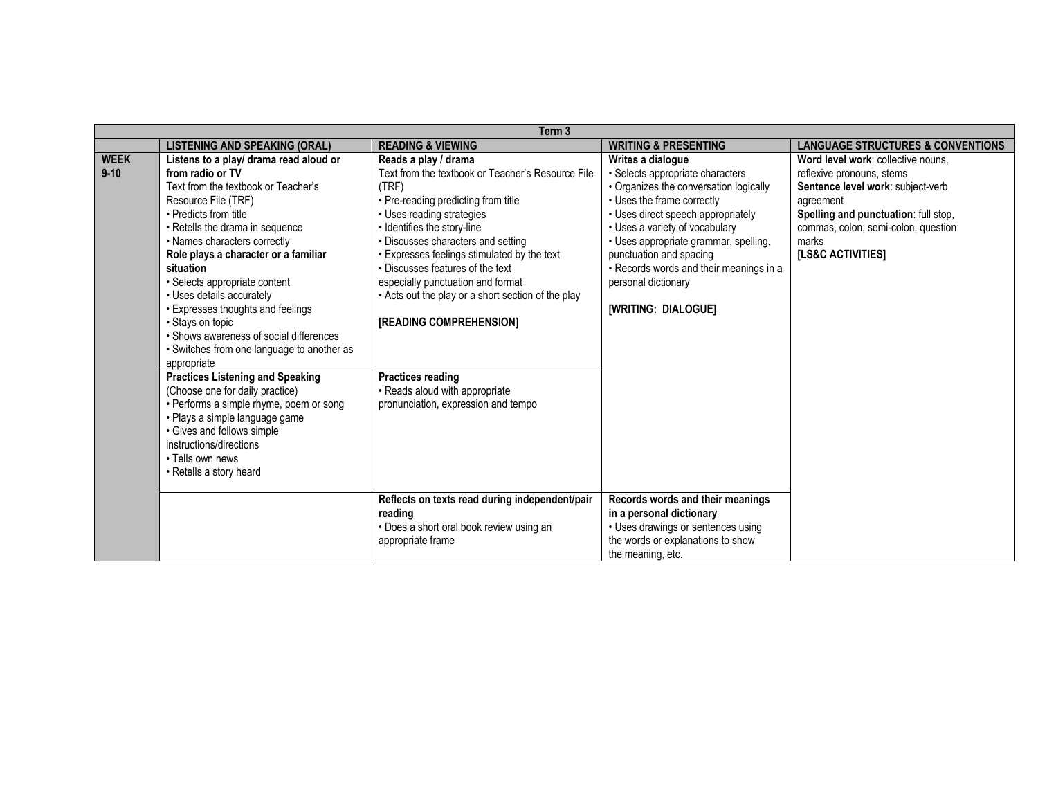| Term 3 | | | | |
|---|---|---|---|---|
| | **LISTENING AND SPEAKING (ORAL)** | **READING & VIEWING** | **WRITING & PRESENTING** | **LANGUAGE STRUCTURES & CONVENTIONS** |
| **WEEK 9-10** | **Listens to a play/ drama read aloud or from radio or TV**<br>Text from the textbook or Teacher's Resource File (TRF)<br>• Predicts from title<br>• Retells the drama in sequence<br>• Names characters correctly<br>**Role plays a character or a familiar situation**<br>• Selects appropriate content<br>• Uses details accurately<br>• Expresses thoughts and feelings<br>• Stays on topic<br>• Shows awareness of social differences<br>• Switches from one language to another as appropriate | **Reads a play / drama**<br>Text from the textbook or Teacher's Resource File (TRF)<br>• Pre-reading predicting from title<br>• Uses reading strategies<br>• Identifies the story-line<br>• Discusses characters and setting<br>• Expresses feelings stimulated by the text<br>• Discusses features of the text especially punctuation and format<br>• Acts out the play or a short section of the play<br><br>**[READING COMPREHENSION]** | **Writes a dialogue**<br>• Selects appropriate characters<br>• Organizes the conversation logically<br>• Uses the frame correctly<br>• Uses direct speech appropriately<br>• Uses a variety of vocabulary<br>• Uses appropriate grammar, spelling, punctuation and spacing<br>• Records words and their meanings in a personal dictionary<br><br>**[WRITING: DIALOGUE]** | **Word level work**: collective nouns, reflexive pronouns, stems<br>**Sentence level work**: subject-verb agreement<br>**Spelling and punctuation**: full stop, commas, colon, semi-colon, question marks<br>**[LS&C ACTIVITIES]** |
| | **Practices Listening and Speaking**<br>(Choose one for daily practice)<br>• Performs a simple rhyme, poem or song<br>• Plays a simple language game<br>• Gives and follows simple instructions/directions<br>• Tells own news<br>• Retells a story heard | **Practices reading**<br>• Reads aloud with appropriate pronunciation, expression and tempo | | |
| | | **Reflects on texts read during independent/pair reading**<br>• Does a short oral book review using an appropriate frame | **Records words and their meanings in a personal dictionary**<br>• Uses drawings or sentences using the words or explanations to show the meaning, etc. | |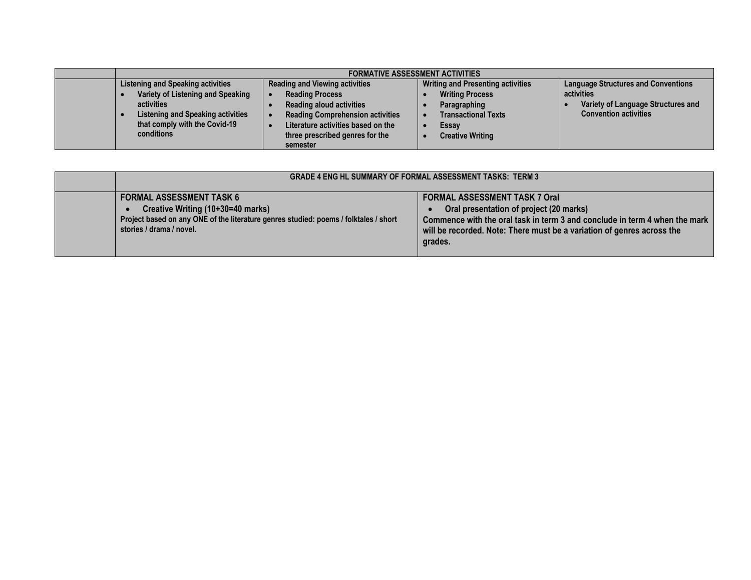| | FORMATIVE ASSESSMENT ACTIVITIES | | | |
|---|---|---|---|---|
| | **Listening and Speaking activities**<br>• **Variety of Listening and Speaking activities**<br>• **Listening and Speaking activities that comply with the Covid-19 conditions** | **Reading and Viewing activities**<br>• **Reading Process**<br>• **Reading aloud activities**<br>• **Reading Comprehension activities**<br>• **Literature activities based on the three prescribed genres for the semester** | **Writing and Presenting activities**<br>• **Writing Process**<br>• **Paragraphing**<br>• **Transactional Texts**<br>• **Essay**<br>• **Creative Writing** | **Language Structures and Conventions activities**<br>• **Variety of Language Structures and Convention activities** |

| | GRADE 4 ENG HL SUMMARY OF FORMAL ASSESSMENT TASKS: TERM 3 | |
|---|---|---|
| | **FORMAL ASSESSMENT TASK 6**<br>• **Creative Writing (10+30=40 marks)**<br>**Project based on any ONE of the literature genres studied: poems / folktales / short stories / drama / novel.** | **FORMAL ASSESSMENT TASK 7 Oral**<br>• **Oral presentation of project (20 marks)**<br>**Commence with the oral task in term 3 and conclude in term 4 when the mark will be recorded. Note: There must be a variation of genres across the grades.** |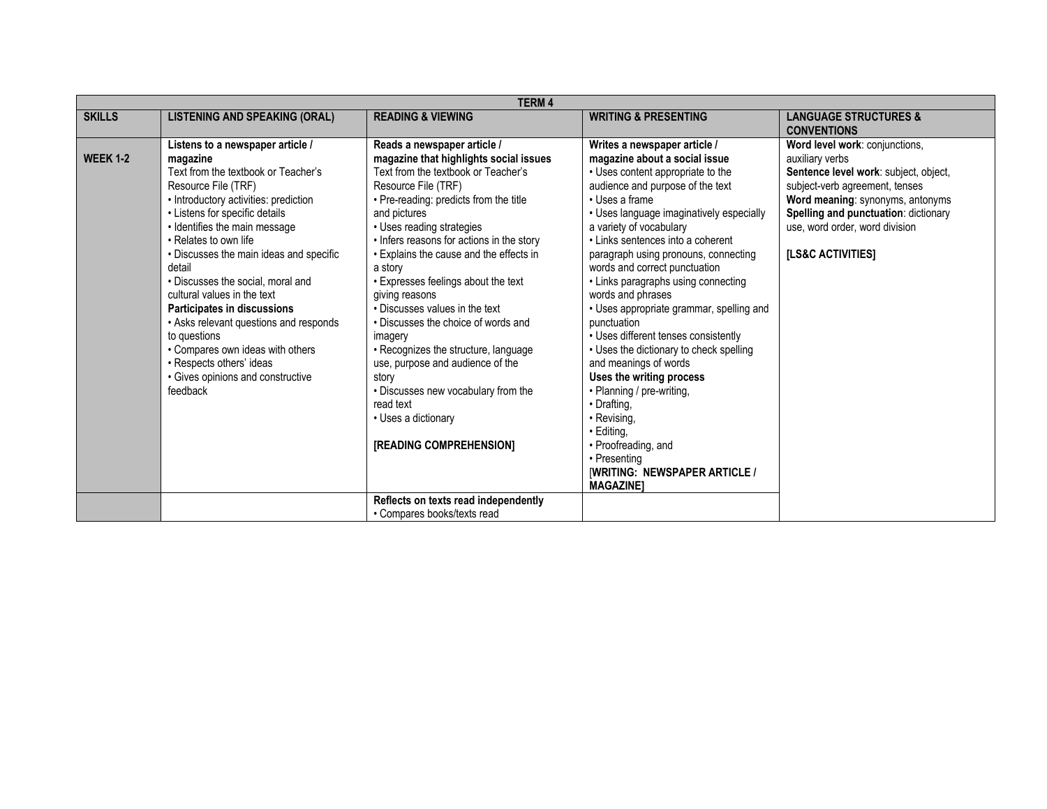| TERM 4 | | | | |
|---|---|---|---|---|
| **SKILLS** | **LISTENING AND SPEAKING (ORAL)** | **READING & VIEWING** | **WRITING & PRESENTING** | **LANGUAGE STRUCTURES & CONVENTIONS** |
| **WEEK 1-2** | **Listens to a newspaper article / magazine**<br>Text from the textbook or Teacher's Resource File (TRF)<br>• Introductory activities: prediction<br>• Listens for specific details<br>• Identifies the main message<br>• Relates to own life<br>• Discusses the main ideas and specific detail<br>• Discusses the social, moral and cultural values in the text<br>**Participates in discussions**<br>• Asks relevant questions and responds to questions<br>• Compares own ideas with others<br>• Respects others' ideas<br>• Gives opinions and constructive feedback | **Reads a newspaper article / magazine that highlights social issues**<br>Text from the textbook or Teacher's Resource File (TRF)<br>• Pre-reading: predicts from the title and pictures<br>• Uses reading strategies<br>• Infers reasons for actions in the story<br>• Explains the cause and the effects in a story<br>• Expresses feelings about the text giving reasons<br>• Discusses values in the text<br>• Discusses the choice of words and imagery<br>• Recognizes the structure, language use, purpose and audience of the story<br>• Discusses new vocabulary from the read text<br>• Uses a dictionary<br><br>**[READING COMPREHENSION]** | **Writes a newspaper article / magazine about a social issue**<br>• Uses content appropriate to the audience and purpose of the text<br>• Uses a frame<br>• Uses language imaginatively especially a variety of vocabulary<br>• Links sentences into a coherent paragraph using pronouns, connecting words and correct punctuation<br>• Links paragraphs using connecting words and phrases<br>• Uses appropriate grammar, spelling and punctuation<br>• Uses different tenses consistently<br>• Uses the dictionary to check spelling and meanings of words<br>**Uses the writing process**<br>• Planning / pre-writing,<br>• Drafting,<br>• Revising,<br>• Editing,<br>• Proofreading, and<br>• Presenting<br>[**WRITING: NEWSPAPER ARTICLE / MAGAZINE]** | **Word level work**: conjunctions, auxiliary verbs<br>**Sentence level work**: subject, object, subject-verb agreement, tenses<br>**Word meaning**: synonyms, antonyms<br>**Spelling and punctuation**: dictionary use, word order, word division<br><br>**[LS&C ACTIVITIES]** |
| | | **Reflects on texts read independently**<br>• Compares books/texts read | | |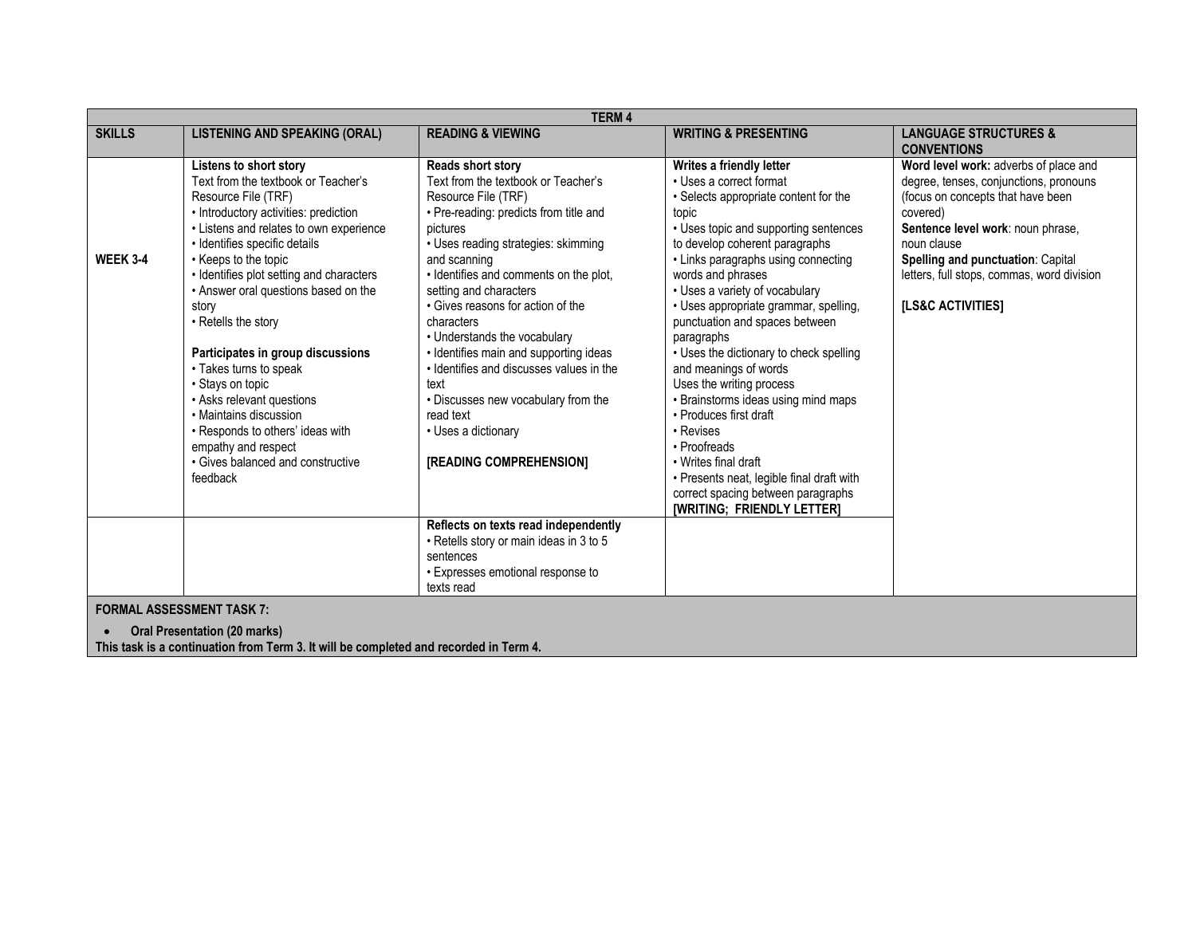| TERM 4 | | | | |
|---|---|---|---|---|
| **SKILLS** | **LISTENING AND SPEAKING (ORAL)** | **READING & VIEWING** | **WRITING & PRESENTING** | **LANGUAGE STRUCTURES & CONVENTIONS** |
| **WEEK 3-4** | **Listens to short story**<br>Text from the textbook or Teacher's Resource File (TRF)<br>• Introductory activities: prediction<br>• Listens and relates to own experience<br>• Identifies specific details<br>• Keeps to the topic<br>• Identifies plot setting and characters<br>• Answer oral questions based on the story<br>• Retells the story<br><br>**Participates in group discussions**<br>• Takes turns to speak<br>• Stays on topic<br>• Asks relevant questions<br>• Maintains discussion<br>• Responds to others' ideas with empathy and respect<br>• Gives balanced and constructive feedback | **Reads short story**<br>Text from the textbook or Teacher's Resource File (TRF)<br>• Pre-reading: predicts from title and pictures<br>• Uses reading strategies: skimming and scanning<br>• Identifies and comments on the plot, setting and characters<br>• Gives reasons for action of the characters<br>• Understands the vocabulary<br>• Identifies main and supporting ideas<br>• Identifies and discusses values in the text<br>• Discusses new vocabulary from the read text<br>• Uses a dictionary<br><br>**[READING COMPREHENSION]** | **Writes a friendly letter**<br>• Uses a correct format<br>• Selects appropriate content for the topic<br>• Uses topic and supporting sentences to develop coherent paragraphs<br>• Links paragraphs using connecting words and phrases<br>• Uses a variety of vocabulary<br>• Uses appropriate grammar, spelling, punctuation and spaces between paragraphs<br>• Uses the dictionary to check spelling and meanings of words<br>Uses the writing process<br>• Brainstorms ideas using mind maps<br>• Produces first draft<br>• Revises<br>• Proofreads<br>• Writes final draft<br>• Presents neat, legible final draft with correct spacing between paragraphs<br>**[WRITING; FRIENDLY LETTER]** | **Word level work:** adverbs of place and degree, tenses, conjunctions, pronouns (focus on concepts that have been covered)<br>**Sentence level work**: noun phrase, noun clause<br>**Spelling and punctuation**: Capital letters, full stops, commas, word division<br><br>**[LS&C ACTIVITIES]** |
| | | **Reflects on texts read independently**<br>• Retells story or main ideas in 3 to 5 sentences<br>• Expresses emotional response to texts read | | |
| **FORMAL ASSESSMENT TASK 7:**<br>• **Oral Presentation (20 marks)**<br>**This task is a continuation from Term 3. It will be completed and recorded in Term 4.** | | | | |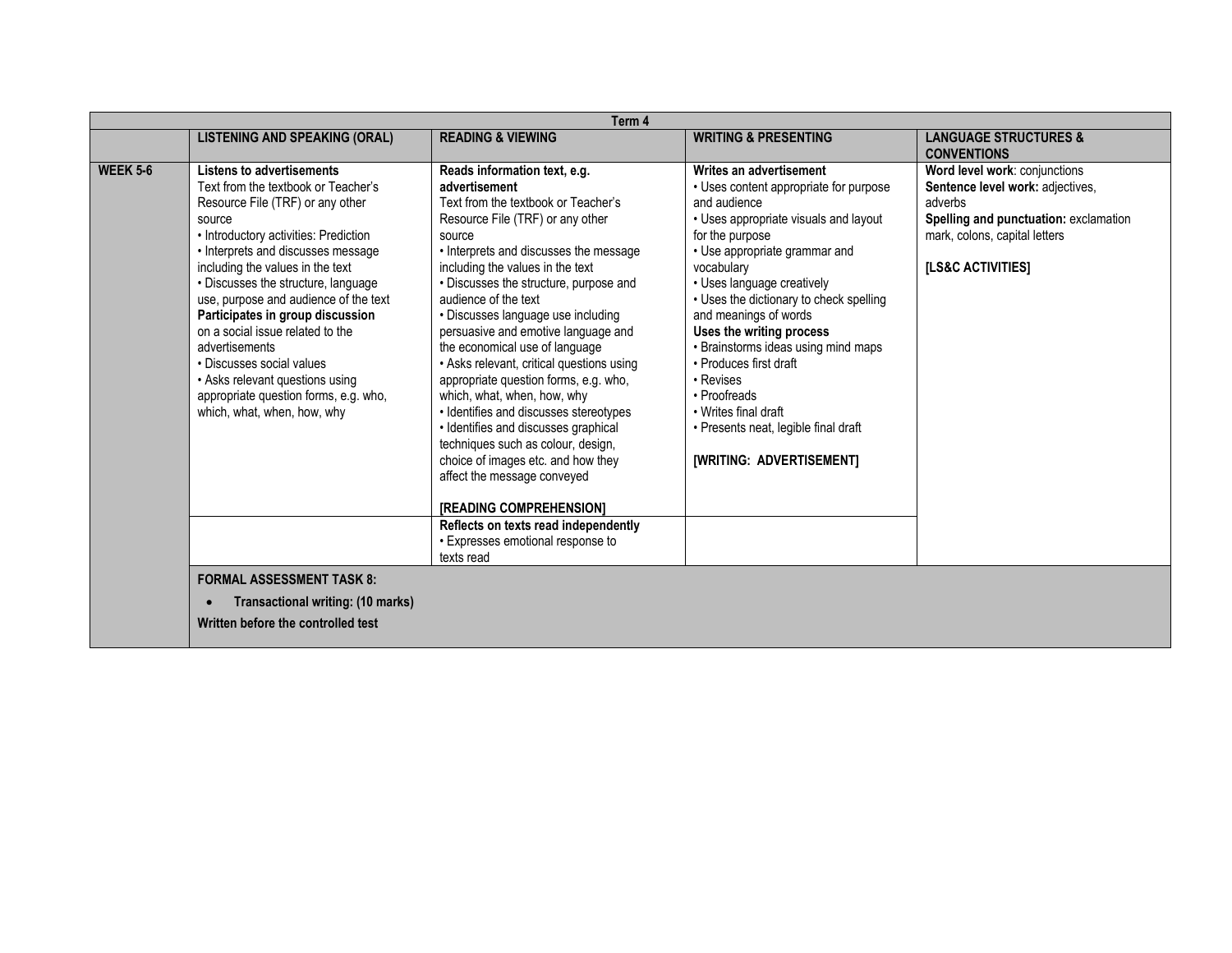| Term 4 | | | | |
|---|---|---|---|---|
| | **LISTENING AND SPEAKING (ORAL)** | **READING & VIEWING** | **WRITING & PRESENTING** | **LANGUAGE STRUCTURES & CONVENTIONS** |
| **WEEK 5-6** | **Listens to advertisements**<br>Text from the textbook or Teacher's Resource File (TRF) or any other source<br>• Introductory activities: Prediction<br>• Interprets and discusses message including the values in the text<br>• Discusses the structure, language use, purpose and audience of the text<br>**Participates in group discussion** on a social issue related to the advertisements<br>• Discusses social values<br>• Asks relevant questions using appropriate question forms, e.g. who, which, what, when, how, why | **Reads information text, e.g. advertisement**<br>Text from the textbook or Teacher's Resource File (TRF) or any other source<br>• Interprets and discusses the message including the values in the text<br>• Discusses the structure, purpose and audience of the text<br>• Discusses language use including persuasive and emotive language and the economical use of language<br>• Asks relevant, critical questions using appropriate question forms, e.g. who, which, what, when, how, why<br>• Identifies and discusses stereotypes<br>• Identifies and discusses graphical techniques such as colour, design, choice of images etc. and how they affect the message conveyed<br><br>**[READING COMPREHENSION]** | **Writes an advertisement**<br>• Uses content appropriate for purpose and audience<br>• Uses appropriate visuals and layout for the purpose<br>• Use appropriate grammar and vocabulary<br>• Uses language creatively<br>• Uses the dictionary to check spelling and meanings of words<br>**Uses the writing process**<br>• Brainstorms ideas using mind maps<br>• Produces first draft<br>• Revises<br>• Proofreads<br>• Writes final draft<br>• Presents neat, legible final draft<br><br>**[WRITING: ADVERTISEMENT]** | **Word level work**: conjunctions<br>**Sentence level work:** adjectives, adverbs<br>**Spelling and punctuation:** exclamation mark, colons, capital letters<br><br>**[LS&C ACTIVITIES]** |
| | | **Reflects on texts read independently**<br>• Expresses emotional response to texts read | | |
| | **FORMAL ASSESSMENT TASK 8:**<br>• **Transactional writing: (10 marks)**<br>**Written before the controlled test** | | | |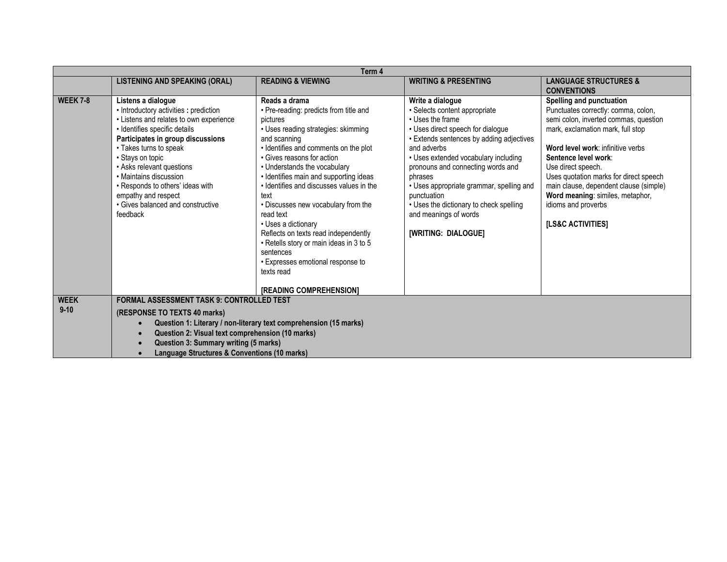| Term 4 | | | | |
|---|---|---|---|---|
| | **LISTENING AND SPEAKING (ORAL)** | **READING & VIEWING** | **WRITING & PRESENTING** | **LANGUAGE STRUCTURES & CONVENTIONS** |
| **WEEK 7-8** | **Listens a dialogue**<br>• Introductory activities **:** prediction<br>• Listens and relates to own experience<br>• Identifies specific details<br>**Participates in group discussions**<br>• Takes turns to speak<br>• Stays on topic<br>• Asks relevant questions<br>• Maintains discussion<br>• Responds to others' ideas with empathy and respect<br>• Gives balanced and constructive feedback | **Reads a drama**<br>• Pre-reading: predicts from title and pictures<br>• Uses reading strategies: skimming and scanning<br>• Identifies and comments on the plot<br>• Gives reasons for action<br>• Understands the vocabulary<br>• Identifies main and supporting ideas<br>• Identifies and discusses values in the text<br>• Discusses new vocabulary from the read text<br>• Uses a dictionary<br>Reflects on texts read independently<br>• Retells story or main ideas in 3 to 5 sentences<br>• Expresses emotional response to texts read<br><br>**[READING COMPREHENSION]** | **Write a dialogue**<br>• Selects content appropriate<br>• Uses the frame<br>• Uses direct speech for dialogue<br>• Extends sentences by adding adjectives and adverbs<br>• Uses extended vocabulary including pronouns and connecting words and phrases<br>• Uses appropriate grammar, spelling and punctuation<br>• Uses the dictionary to check spelling and meanings of words<br><br>**[WRITING: DIALOGUE]** | **Spelling and punctuation**<br>Punctuates correctly: comma, colon, semi colon, inverted commas, question mark, exclamation mark, full stop<br><br>**Word level work**: infinitive verbs<br>**Sentence level work**:<br>Use direct speech.<br>Uses quotation marks for direct speech main clause, dependent clause (simple)<br>**Word meaning**: similes, metaphor, idioms and proverbs<br><br>**[LS&C ACTIVITIES]** |
| **WEEK 9-10** | **FORMAL ASSESSMENT TASK 9: CONTROLLED TEST**<br>**(RESPONSE TO TEXTS 40 marks)**<br>• **Question 1: Literary / non-literary text comprehension (15 marks)**<br>• **Question 2: Visual text comprehension (10 marks)**<br>• **Question 3: Summary writing (5 marks)**<br>• **Language Structures & Conventions (10 marks)** | | | |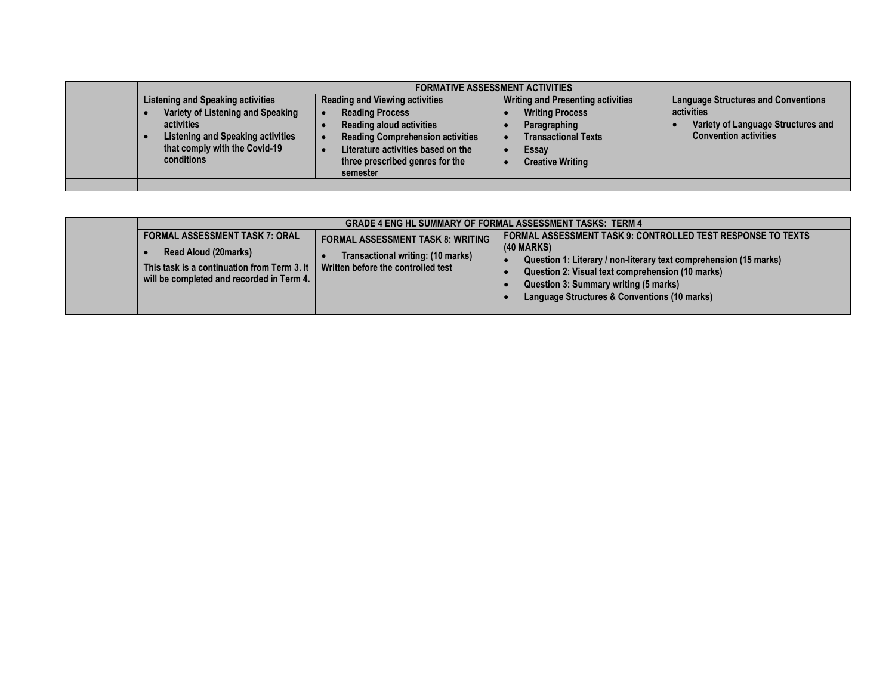| | FORMATIVE ASSESSMENT ACTIVITIES | | | |
|---|---|---|---|---|
| | **Listening and Speaking activities**<br>• **Variety of Listening and Speaking activities**<br>• **Listening and Speaking activities that comply with the Covid-19 conditions** | **Reading and Viewing activities**<br>• **Reading Process**<br>• **Reading aloud activities**<br>• **Reading Comprehension activities**<br>• **Literature activities based on the three prescribed genres for the semester** | **Writing and Presenting activities**<br>• **Writing Process**<br>• **Paragraphing**<br>• **Transactional Texts**<br>• **Essay**<br>• **Creative Writing** | **Language Structures and Conventions activities**<br>• **Variety of Language Structures and Convention activities** |
| | | | | |

| | GRADE 4 ENG HL SUMMARY OF FORMAL ASSESSMENT TASKS: TERM 4 | | |
|---|---|---|---|
| | **FORMAL ASSESSMENT TASK 7: ORAL**<br>• **Read Aloud (20marks)**<br>**This task is a continuation from Term 3. It will be completed and recorded in Term 4.** | **FORMAL ASSESSMENT TASK 8: WRITING**<br>• **Transactional writing: (10 marks)**<br>**Written before the controlled test** | **FORMAL ASSESSMENT TASK 9: CONTROLLED TEST RESPONSE TO TEXTS (40 MARKS)**<br>• **Question 1: Literary / non-literary text comprehension (15 marks)**<br>• **Question 2: Visual text comprehension (10 marks)**<br>• **Question 3: Summary writing (5 marks)**<br>• **Language Structures & Conventions (10 marks)** |